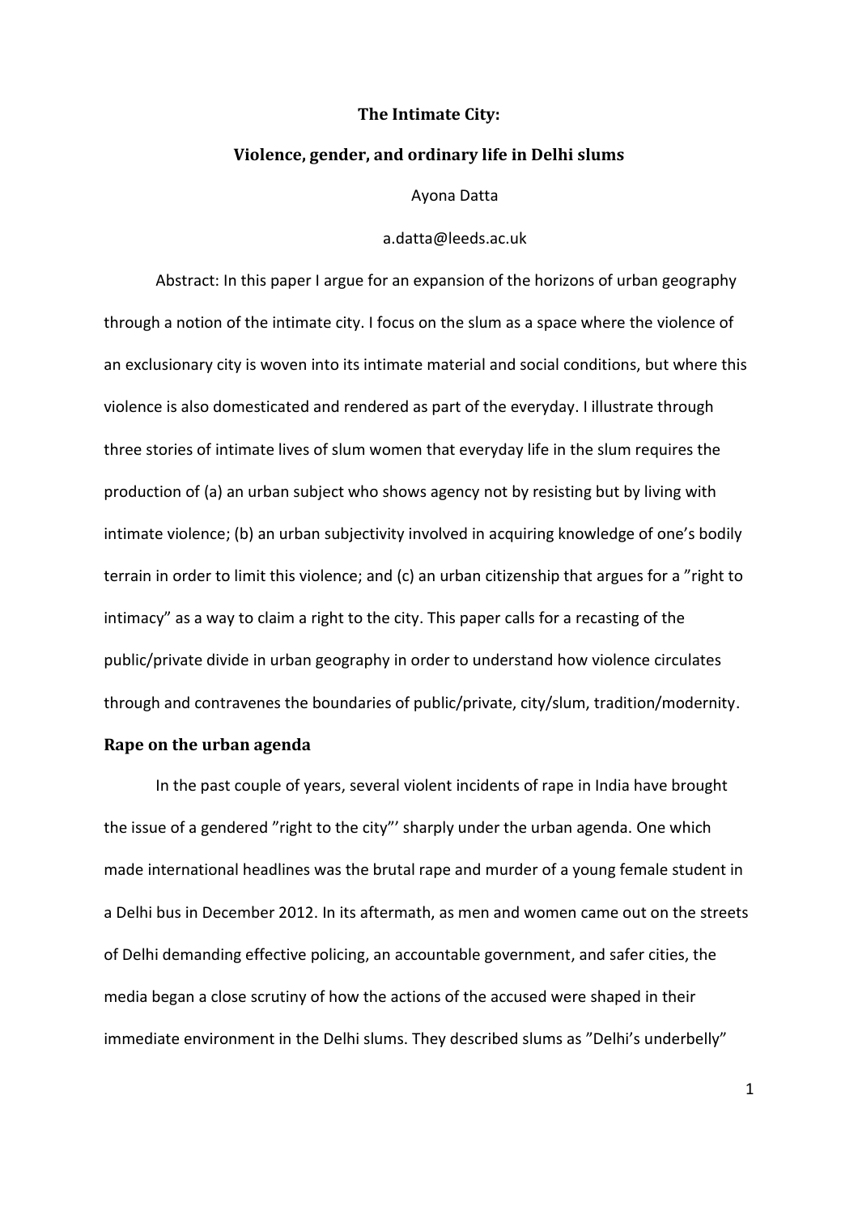**The Intimate City:**

**Violence, gender, and ordinary life in Delhi slums**

Ayona Datta

a.datta@leeds.ac.uk

Abstract: In this paper I argue for an expansion of the horizons of urban geography through a notion of the intimate city. I focus on the slum as a space where the violence of an exclusionary city is woven into its intimate material and social conditions, but where this violence is also domesticated and rendered as part of the everyday. I illustrate through three stories of intimate lives of slum women that everyday life in the slum requires the production of (a) an urban subject who shows agency not by resisting but by living with intimate violence; (b) an urban subjectivity involved in acquiring knowledge of one's bodily terrain in order to limit this violence; and (c) an urban citizenship that argues for a "right to intimacy" as a way to claim a right to the city. This paper calls for a recasting of the public/private divide in urban geography in order to understand how violence circulates through and contravenes the boundaries of public/private, city/slum, tradition/modernity.

## Rape on the urban agenda

In the past couple of years, several violent incidents of rape in India have brought the issue of a gendered "right to the city"' sharply under the urban agenda. One which made international headlines was the brutal rape and murder of a young female student in a Delhi bus in December 2012. In its aftermath, as men and women came out on the streets of Delhi demanding effective policing, an accountable government, and safer cities, the media began a close scrutiny of how the actions of the accused were shaped in their immediate environment in the Delhi slums. They described slums as "Delhi's underbelly"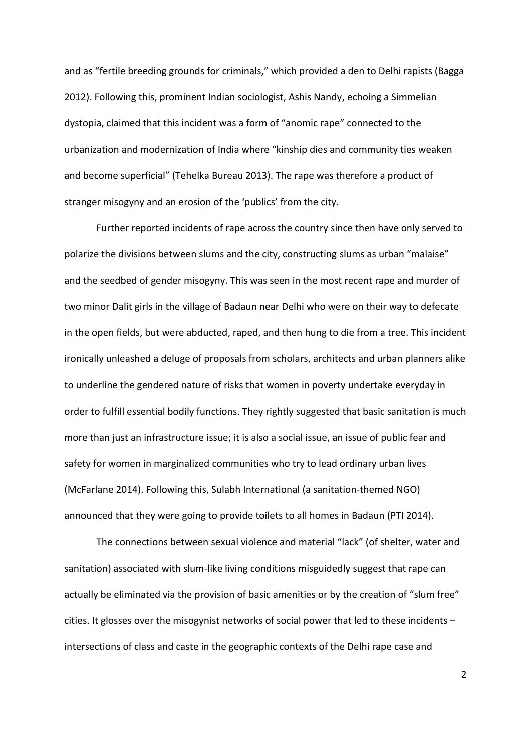and as "fertile breeding grounds for criminals," which provided a den to Delhi rapists (Bagga 2012). Following this, prominent Indian sociologist, Ashis Nandy, echoing a Simmelian dystopia, claimed that this incident was a form of "anomic rape" connected to the urbanization and modernization of India where "kinship dies and community ties weaken and become superficial" (Tehelka Bureau 2013). The rape was therefore a product of stranger misogyny and an erosion of the 'publics' from the city.

Further reported incidents of rape across the country since then have only served to polarize the divisions between slums and the city, constructing slums as urban "malaise" and the seedbed of gender misogyny. This was seen in the most recent rape and murder of two minor Dalit girls in the village of Badaun near Delhi who were on their way to defecate in the open fields, but were abducted, raped, and then hung to die from a tree. This incident ironically unleashed a deluge of proposals from scholars, architects and urban planners alike to underline the gendered nature of risks that women in poverty undertake everyday in order to fulfill essential bodily functions. They rightly suggested that basic sanitation is much more than just an infrastructure issue; it is also a social issue, an issue of public fear and safety for women in marginalized communities who try to lead ordinary urban lives (McFarlane 2014). Following this, Sulabh International (a sanitation-themed NGO) announced that they were going to provide toilets to all homes in Badaun (PTI 2014).

The connections between sexual violence and material "lack" (of shelter, water and sanitation) associated with slum-like living conditions misguidedly suggest that rape can actually be eliminated via the provision of basic amenities or by the creation of "slum free" cities. It glosses over the misogynist networks of social power that led to these incidents – intersections of class and caste in the geographic contexts of the Delhi rape case and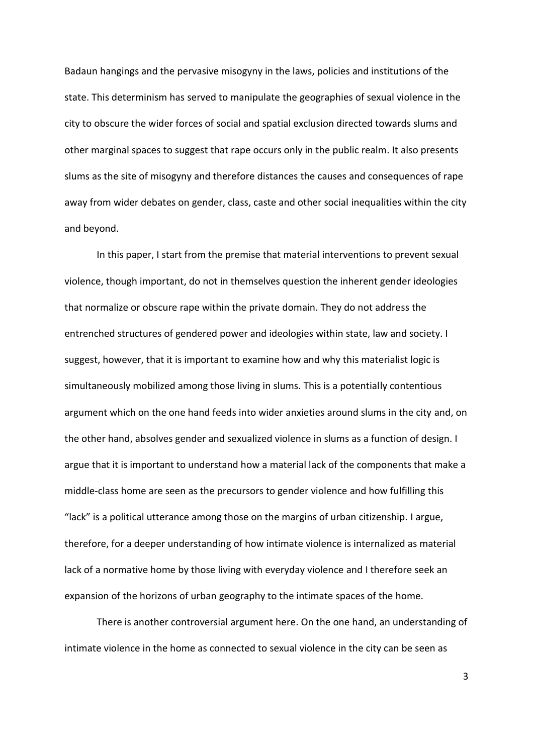Badaun hangings and the pervasive misogyny in the laws, policies and institutions of the state. This determinism has served to manipulate the geographies of sexual violence in the city to obscure the wider forces of social and spatial exclusion directed towards slums and other marginal spaces to suggest that rape occurs only in the public realm. It also presents slums as the site of misogyny and therefore distances the causes and consequences of rape away from wider debates on gender, class, caste and other social inequalities within the city and beyond.

In this paper, I start from the premise that material interventions to prevent sexual violence, though important, do not in themselves question the inherent gender ideologies that normalize or obscure rape within the private domain. They do not address the entrenched structures of gendered power and ideologies within state, law and society. I suggest, however, that it is important to examine how and why this materialist logic is simultaneously mobilized among those living in slums. This is a potentially contentious argument which on the one hand feeds into wider anxieties around slums in the city and, on the other hand, absolves gender and sexualized violence in slums as a function of design. I argue that it is important to understand how a material lack of the components that make a middle-class home are seen as the precursors to gender violence and how fulfilling this "lack" is a political utterance among those on the margins of urban citizenship. I argue, therefore, for a deeper understanding of how intimate violence is internalized as material lack of a normative home by those living with everyday violence and I therefore seek an expansion of the horizons of urban geography to the intimate spaces of the home.

There is another controversial argument here. On the one hand, an understanding of intimate violence in the home as connected to sexual violence in the city can be seen as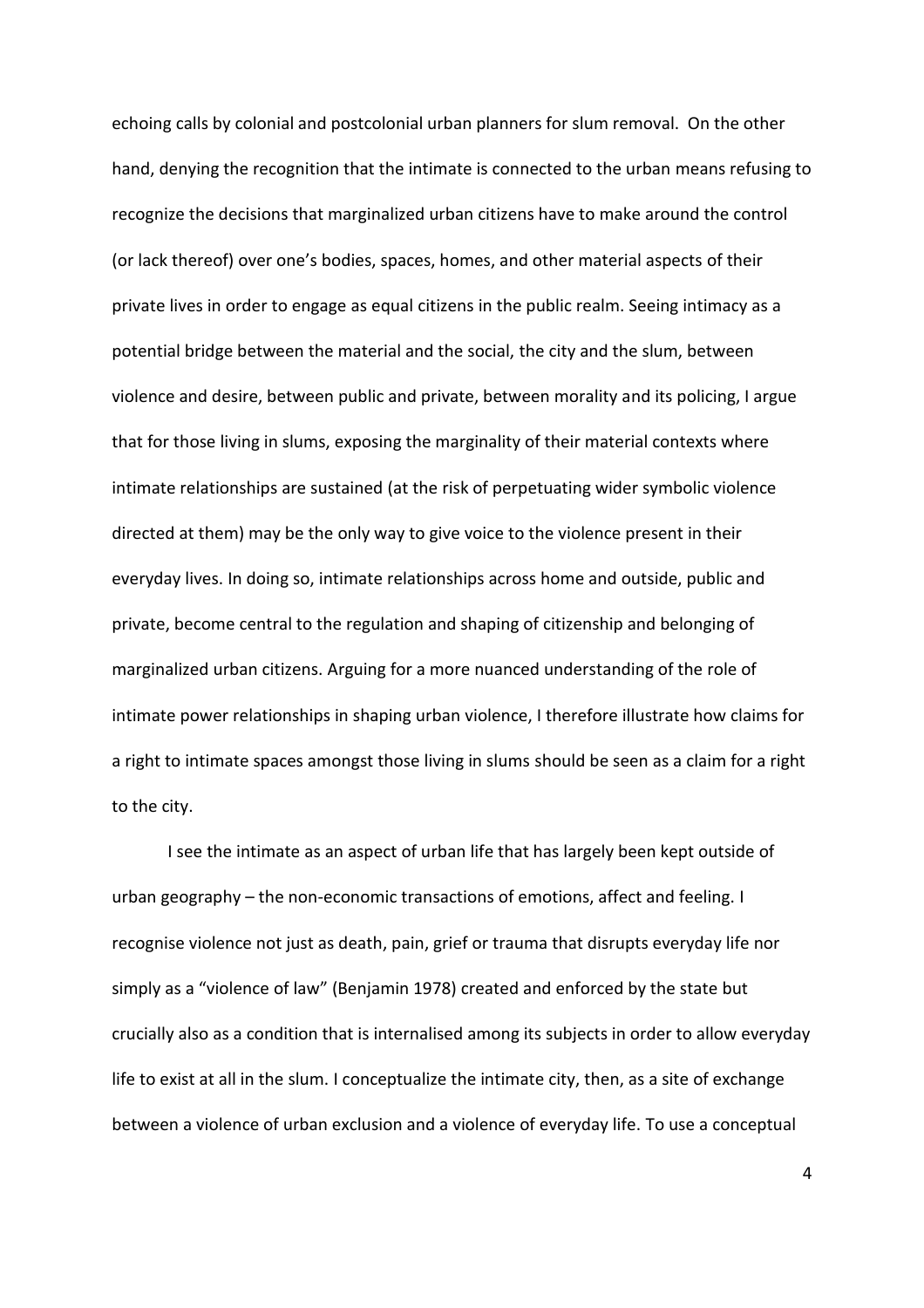echoing calls by colonial and postcolonial urban planners for slum removal. On the other hand, denying the recognition that the intimate is connected to the urban means refusing to recognize the decisions that marginalized urban citizens have to make around the control (or lack thereof) over one's bodies, spaces, homes, and other material aspects of their private lives in order to engage as equal citizens in the public realm. Seeing intimacy as a potential bridge between the material and the social, the city and the slum, between violence and desire, between public and private, between morality and its policing, I argue that for those living in slums, exposing the marginality of their material contexts where intimate relationships are sustained (at the risk of perpetuating wider symbolic violence directed at them) may be the only way to give voice to the violence present in their everyday lives. In doing so, intimate relationships across home and outside, public and private, become central to the regulation and shaping of citizenship and belonging of marginalized urban citizens. Arguing for a more nuanced understanding of the role of intimate power relationships in shaping urban violence, I therefore illustrate how claims for a right to intimate spaces amongst those living in slums should be seen as a claim for a right to the city.

I see the intimate as an aspect of urban life that has largely been kept outside of urban geography – the non-economic transactions of emotions, affect and feeling. I recognise violence not just as death, pain, grief or trauma that disrupts everyday life nor simply as a "violence of law" (Benjamin 1978) created and enforced by the state but crucially also as a condition that is internalised among its subjects in order to allow everyday life to exist at all in the slum. I conceptualize the intimate city, then, as a site of exchange between a violence of urban exclusion and a violence of everyday life. To use a conceptual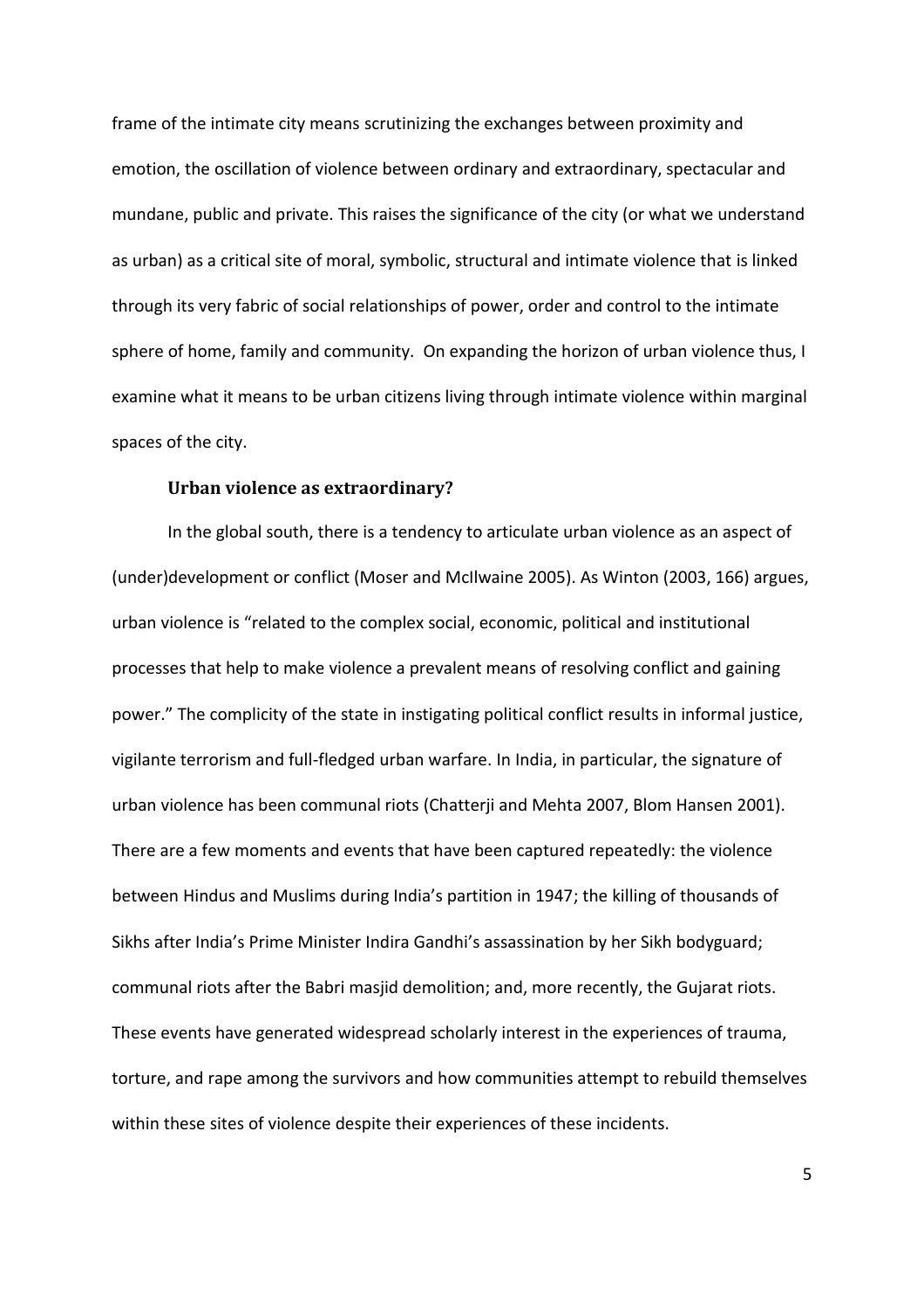frame of the intimate city means scrutinizing the exchanges between proximity and emotion, the oscillation of violence between ordinary and extraordinary, spectacular and mundane, public and private. This raises the significance of the city (or what we understand as urban) as a critical site of moral, symbolic, structural and intimate violence that is linked through its very fabric of social relationships of power, order and control to the intimate sphere of home, family and community. On expanding the horizon of urban violence thus, I examine what it means to be urban citizens living through intimate violence within marginal spaces of the city.

### Urban violence as extraordinary?

In the global south, there is a tendency to articulate urban violence as an aspect of (under)development or conflict (Moser and McIlwaine 2005). As Winton (2003, 166) argues, urban violence is "related to the complex social, economic, political and institutional processes that help to make violence a prevalent means of resolving conflict and gaining power." The complicity of the state in instigating political conflict results in informal justice, vigilante terrorism and full-fledged urban warfare. In India, in particular, the signature of urban violence has been communal riots (Chatterji and Mehta 2007, Blom Hansen 2001). There are a few moments and events that have been captured repeatedly: the violence between Hindus and Muslims during India's partition in 1947; the killing of thousands of Sikhs after India's Prime Minister Indira Gandhi's assassination by her Sikh bodyguard; communal riots after the Babri masjid demolition; and, more recently, the Gujarat riots. These events have generated widespread scholarly interest in the experiences of trauma, torture, and rape among the survivors and how communities attempt to rebuild themselves within these sites of violence despite their experiences of these incidents.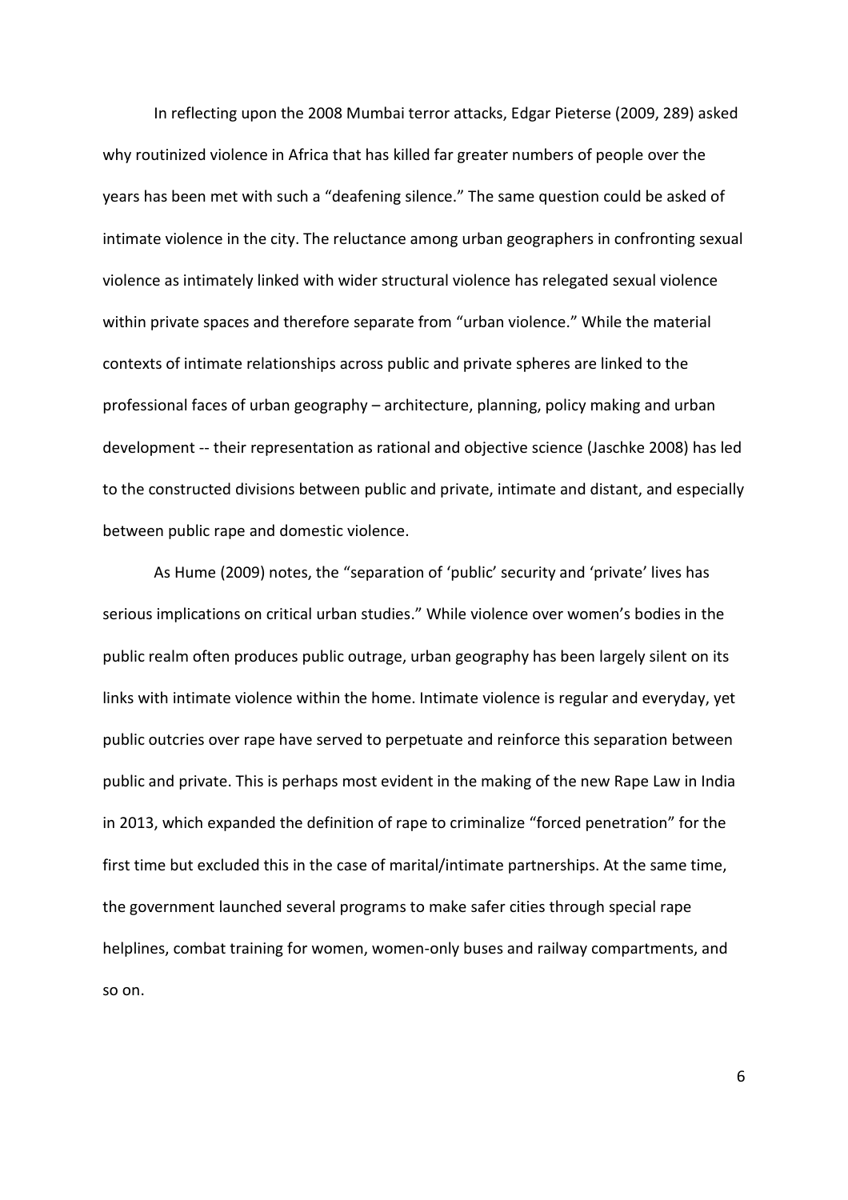In reflecting upon the 2008 Mumbai terror attacks, Edgar Pieterse (2009, 289) asked why routinized violence in Africa that has killed far greater numbers of people over the years has been met with such a "deafening silence." The same question could be asked of intimate violence in the city. The reluctance among urban geographers in confronting sexual violence as intimately linked with wider structural violence has relegated sexual violence within private spaces and therefore separate from "urban violence." While the material contexts of intimate relationships across public and private spheres are linked to the professional faces of urban geography – architecture, planning, policy making and urban development -- their representation as rational and objective science (Jaschke 2008) has led to the constructed divisions between public and private, intimate and distant, and especially between public rape and domestic violence.

As Hume (2009) notes, the "separation of 'public' security and 'private' lives has serious implications on critical urban studies." While violence over women's bodies in the public realm often produces public outrage, urban geography has been largely silent on its links with intimate violence within the home. Intimate violence is regular and everyday, yet public outcries over rape have served to perpetuate and reinforce this separation between public and private. This is perhaps most evident in the making of the new Rape Law in India in 2013, which expanded the definition of rape to criminalize "forced penetration" for the first time but excluded this in the case of marital/intimate partnerships. At the same time, the government launched several programs to make safer cities through special rape helplines, combat training for women, women-only buses and railway compartments, and so on.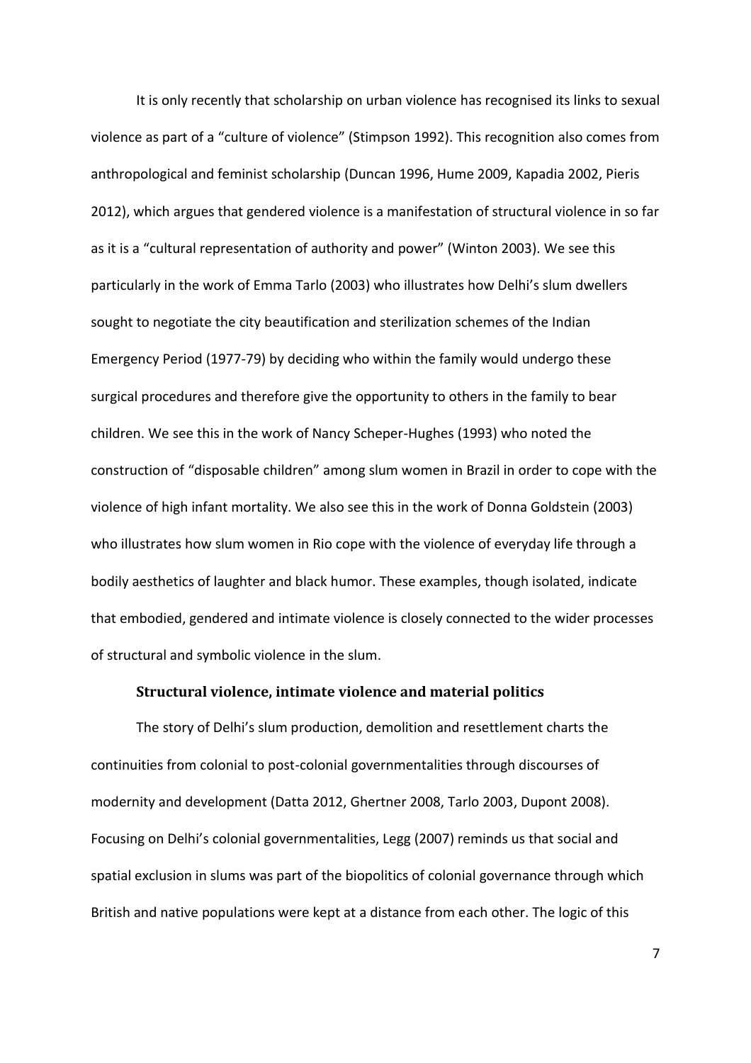It is only recently that scholarship on urban violence has recognised its links to sexual violence as part of a "culture of violence" (Stimpson 1992). This recognition also comes from anthropological and feminist scholarship (Duncan 1996, Hume 2009, Kapadia 2002, Pieris 2012), which argues that gendered violence is a manifestation of structural violence in so far as it is a "cultural representation of authority and power" (Winton 2003). We see this particularly in the work of Emma Tarlo (2003) who illustrates how Delhi's slum dwellers sought to negotiate the city beautification and sterilization schemes of the Indian Emergency Period (1977-79) by deciding who within the family would undergo these surgical procedures and therefore give the opportunity to others in the family to bear children. We see this in the work of Nancy Scheper-Hughes (1993) who noted the construction of "disposable children" among slum women in Brazil in order to cope with the violence of high infant mortality. We also see this in the work of Donna Goldstein (2003) who illustrates how slum women in Rio cope with the violence of everyday life through a bodily aesthetics of laughter and black humor. These examples, though isolated, indicate that embodied, gendered and intimate violence is closely connected to the wider processes of structural and symbolic violence in the slum.

### Structural violence, intimate violence and material politics

The story of Delhi's slum production, demolition and resettlement charts the continuities from colonial to post-colonial governmentalities through discourses of modernity and development (Datta 2012, Ghertner 2008, Tarlo 2003, Dupont 2008). Focusing on Delhi's colonial governmentalities, Legg (2007) reminds us that social and spatial exclusion in slums was part of the biopolitics of colonial governance through which British and native populations were kept at a distance from each other. The logic of this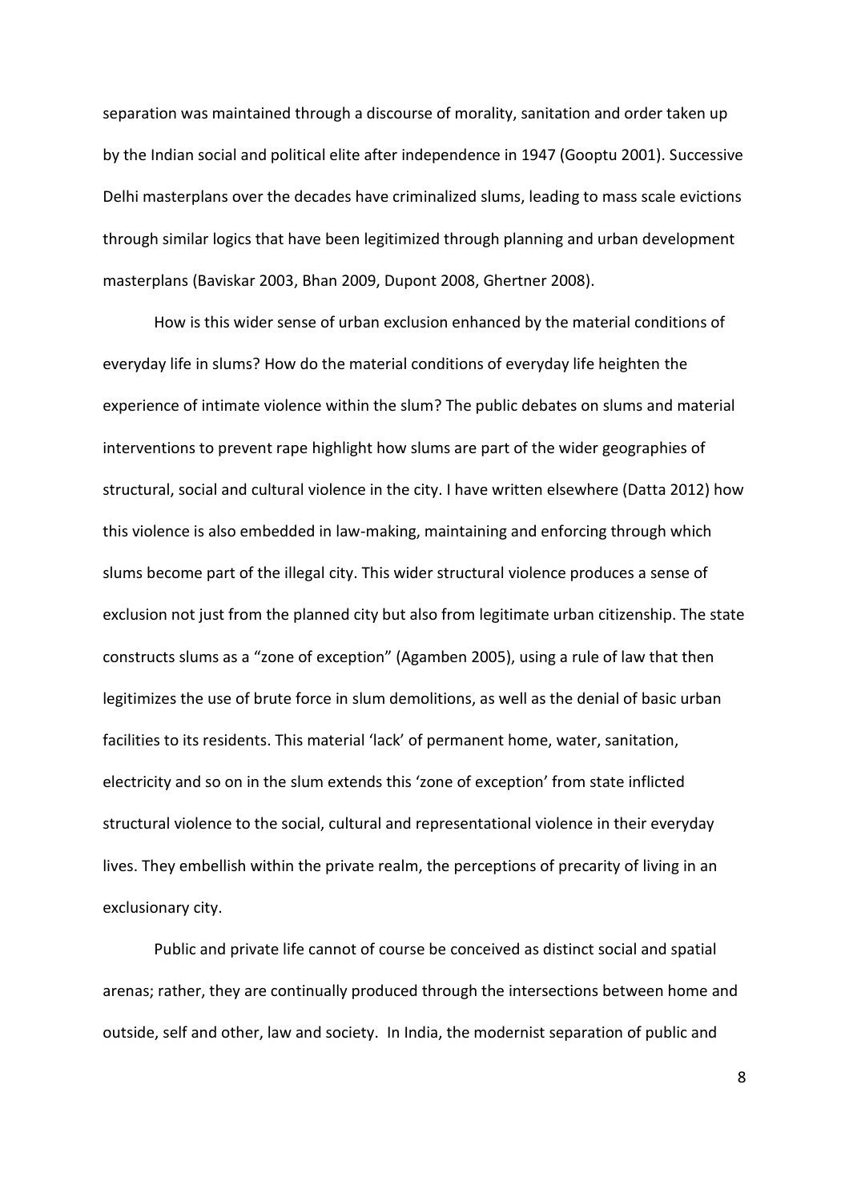separation was maintained through a discourse of morality, sanitation and order taken up by the Indian social and political elite after independence in 1947 (Gooptu 2001). Successive Delhi masterplans over the decades have criminalized slums, leading to mass scale evictions through similar logics that have been legitimized through planning and urban development masterplans (Baviskar 2003, Bhan 2009, Dupont 2008, Ghertner 2008).

How is this wider sense of urban exclusion enhanced by the material conditions of everyday life in slums? How do the material conditions of everyday life heighten the experience of intimate violence within the slum? The public debates on slums and material interventions to prevent rape highlight how slums are part of the wider geographies of structural, social and cultural violence in the city. I have written elsewhere (Datta 2012) how this violence is also embedded in law-making, maintaining and enforcing through which slums become part of the illegal city. This wider structural violence produces a sense of exclusion not just from the planned city but also from legitimate urban citizenship. The state constructs slums as a "zone of exception" (Agamben 2005), using a rule of law that then legitimizes the use of brute force in slum demolitions, as well as the denial of basic urban facilities to its residents. This material 'lack' of permanent home, water, sanitation, electricity and so on in the slum extends this 'zone of exception' from state inflicted structural violence to the social, cultural and representational violence in their everyday lives. They embellish within the private realm, the perceptions of precarity of living in an exclusionary city.

Public and private life cannot of course be conceived as distinct social and spatial arenas; rather, they are continually produced through the intersections between home and outside, self and other, law and society. In India, the modernist separation of public and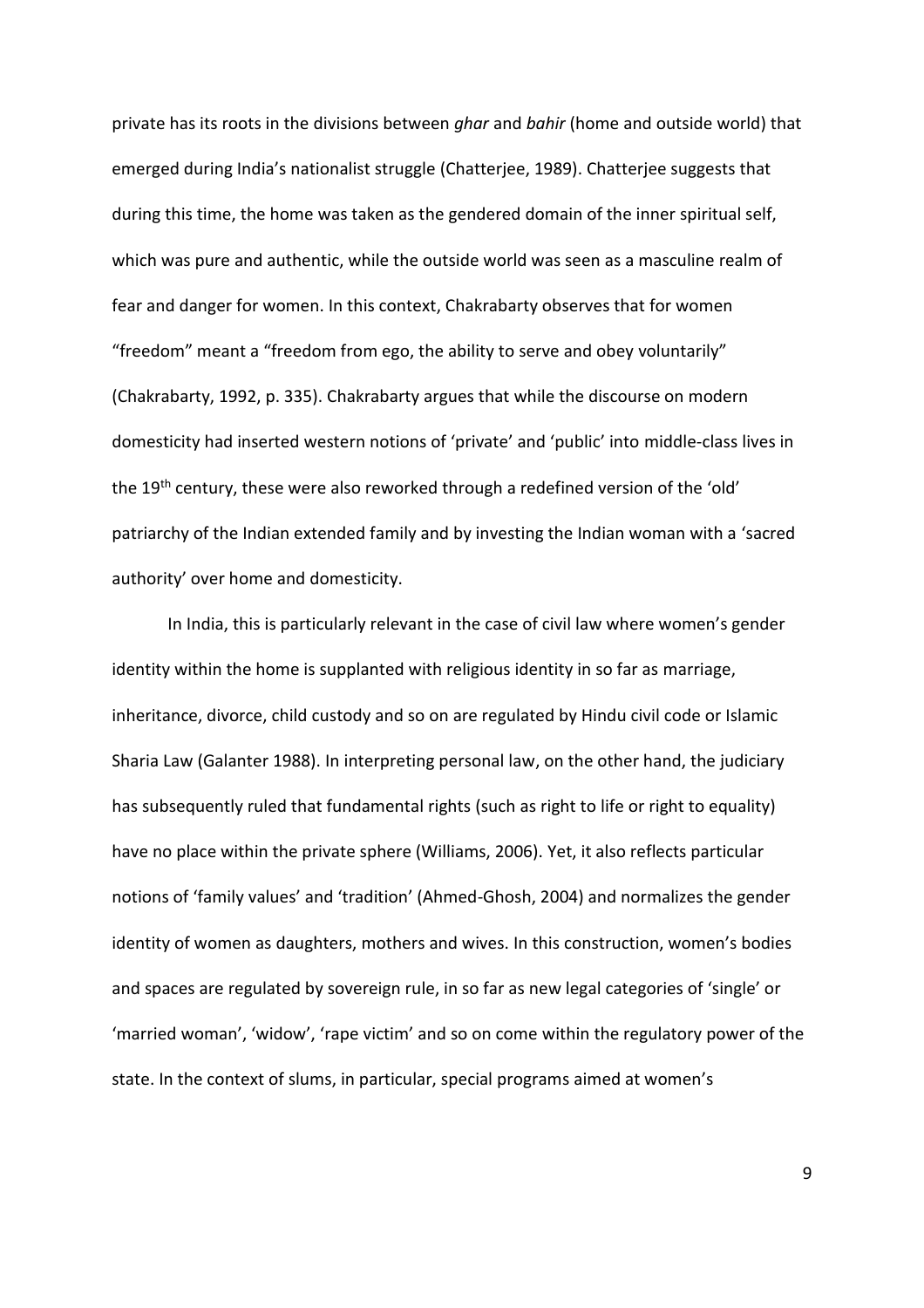private has its roots in the divisions between *ghar* and *bahir* (home and outside world) that emerged during India's nationalist struggle (Chatterjee, 1989). Chatterjee suggests that during this time, the home was taken as the gendered domain of the inner spiritual self, which was pure and authentic, while the outside world was seen as a masculine realm of fear and danger for women. In this context, Chakrabarty observes that for women "freedom" meant a "freedom from ego, the ability to serve and obey voluntarily" (Chakrabarty, 1992, p. 335). Chakrabarty argues that while the discourse on modern domesticity had inserted western notions of 'private' and 'public' into middle-class lives in the 19th century, these were also reworked through a redefined version of the 'old' patriarchy of the Indian extended family and by investing the Indian woman with a 'sacred authority' over home and domesticity.

In India, this is particularly relevant in the case of civil law where women's gender identity within the home is supplanted with religious identity in so far as marriage, inheritance, divorce, child custody and so on are regulated by Hindu civil code or Islamic Sharia Law (Galanter 1988). In interpreting personal law, on the other hand, the judiciary has subsequently ruled that fundamental rights (such as right to life or right to equality) have no place within the private sphere (Williams, 2006). Yet, it also reflects particular notions of 'family values' and 'tradition' (Ahmed-Ghosh, 2004) and normalizes the gender identity of women as daughters, mothers and wives. In this construction, women's bodies and spaces are regulated by sovereign rule, in so far as new legal categories of 'single' or 'married woman', 'widow', 'rape victim' and so on come within the regulatory power of the state. In the context of slums, in particular, special programs aimed at women's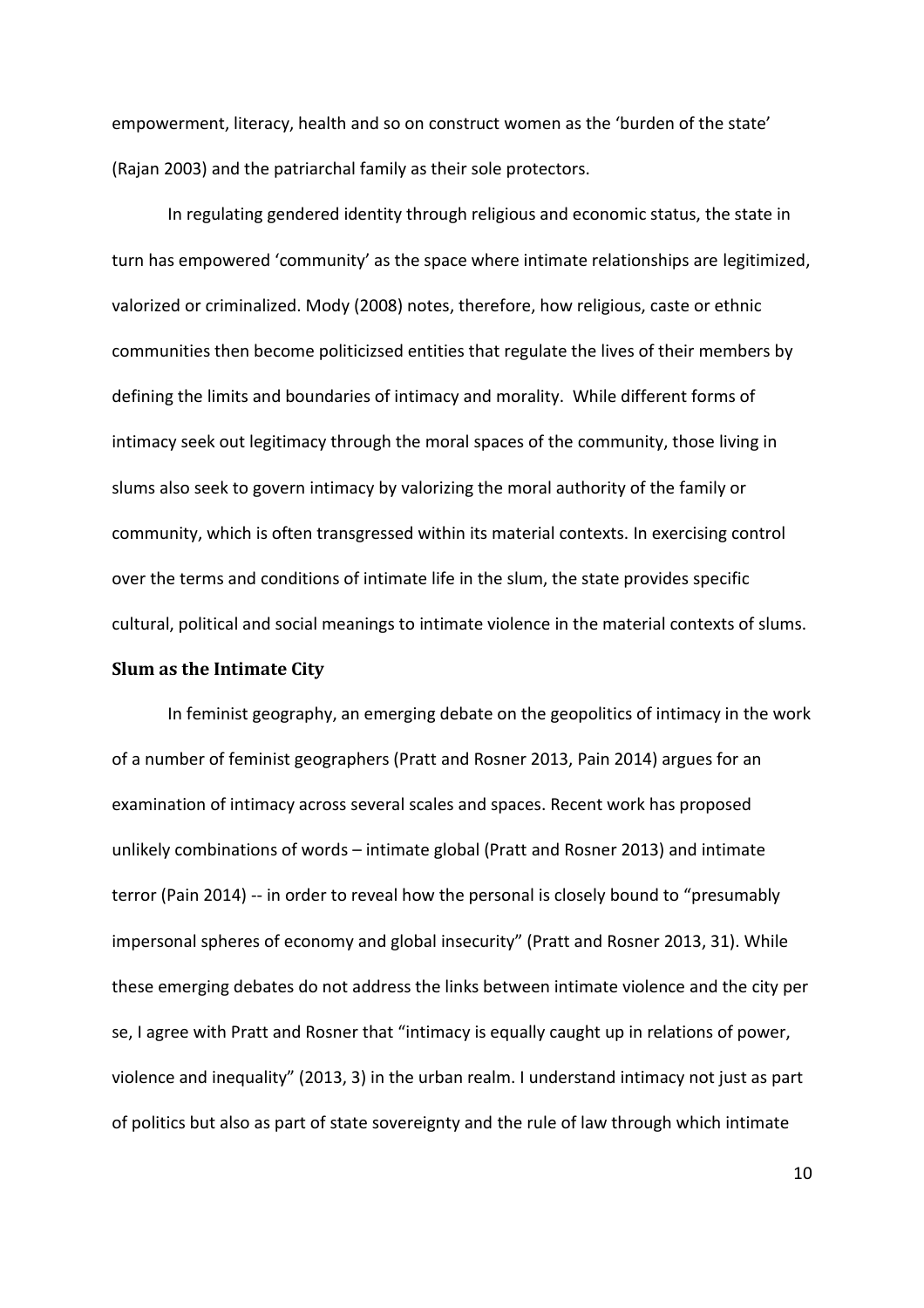empowerment, literacy, health and so on construct women as the 'burden of the state' (Rajan 2003) and the patriarchal family as their sole protectors.

In regulating gendered identity through religious and economic status, the state in turn has empowered 'community' as the space where intimate relationships are legitimized, valorized or criminalized. Mody (2008) notes, therefore, how religious, caste or ethnic communities then become politicizsed entities that regulate the lives of their members by defining the limits and boundaries of intimacy and morality. While different forms of intimacy seek out legitimacy through the moral spaces of the community, those living in slums also seek to govern intimacy by valorizing the moral authority of the family or community, which is often transgressed within its material contexts. In exercising control over the terms and conditions of intimate life in the slum, the state provides specific cultural, political and social meanings to intimate violence in the material contexts of slums.

**Slum as the Intimate City**

In feminist geography, an emerging debate on the geopolitics of intimacy in the work of a number of feminist geographers (Pratt and Rosner 2013, Pain 2014) argues for an examination of intimacy across several scales and spaces. Recent work has proposed unlikely combinations of words – intimate global (Pratt and Rosner 2013) and intimate terror (Pain 2014) -- in order to reveal how the personal is closely bound to "presumably impersonal spheres of economy and global insecurity" (Pratt and Rosner 2013, 31). While these emerging debates do not address the links between intimate violence and the city per se, I agree with Pratt and Rosner that "intimacy is equally caught up in relations of power, violence and inequality" (2013, 3) in the urban realm. I understand intimacy not just as part of politics but also as part of state sovereignty and the rule of law through which intimate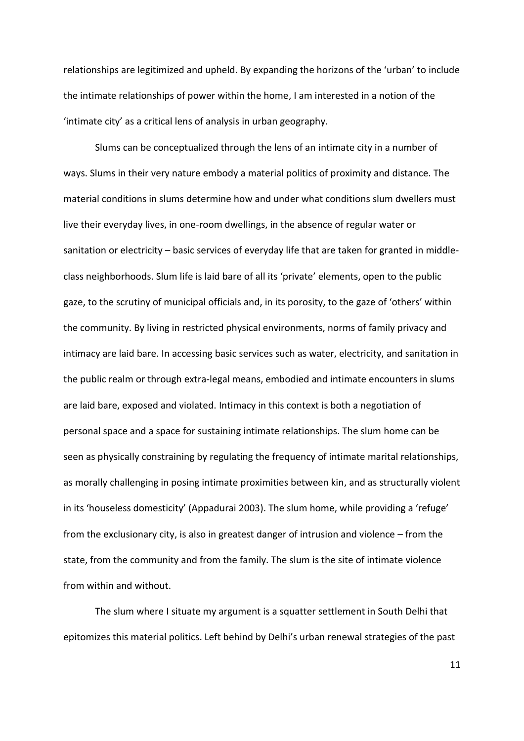relationships are legitimized and upheld. By expanding the horizons of the 'urban' to include the intimate relationships of power within the home, I am interested in a notion of the 'intimate city' as a critical lens of analysis in urban geography.

Slums can be conceptualized through the lens of an intimate city in a number of ways. Slums in their very nature embody a material politics of proximity and distance. The material conditions in slums determine how and under what conditions slum dwellers must live their everyday lives, in one-room dwellings, in the absence of regular water or sanitation or electricity – basic services of everyday life that are taken for granted in middle-class neighborhoods. Slum life is laid bare of all its 'private' elements, open to the public gaze, to the scrutiny of municipal officials and, in its porosity, to the gaze of 'others' within the community. By living in restricted physical environments, norms of family privacy and intimacy are laid bare. In accessing basic services such as water, electricity, and sanitation in the public realm or through extra-legal means, embodied and intimate encounters in slums are laid bare, exposed and violated. Intimacy in this context is both a negotiation of personal space and a space for sustaining intimate relationships. The slum home can be seen as physically constraining by regulating the frequency of intimate marital relationships, as morally challenging in posing intimate proximities between kin, and as structurally violent in its 'houseless domesticity' (Appadurai 2003). The slum home, while providing a 'refuge' from the exclusionary city, is also in greatest danger of intrusion and violence – from the state, from the community and from the family. The slum is the site of intimate violence from within and without.

The slum where I situate my argument is a squatter settlement in South Delhi that epitomizes this material politics. Left behind by Delhi's urban renewal strategies of the past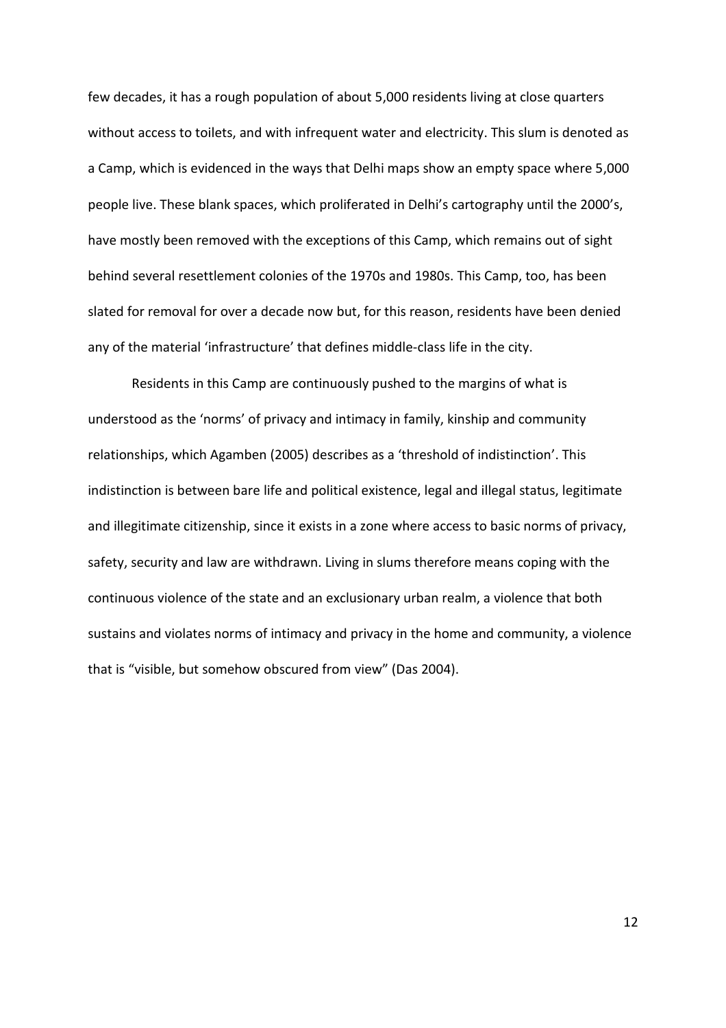few decades, it has a rough population of about 5,000 residents living at close quarters without access to toilets, and with infrequent water and electricity. This slum is denoted as a Camp, which is evidenced in the ways that Delhi maps show an empty space where 5,000 people live. These blank spaces, which proliferated in Delhi's cartography until the 2000's, have mostly been removed with the exceptions of this Camp, which remains out of sight behind several resettlement colonies of the 1970s and 1980s. This Camp, too, has been slated for removal for over a decade now but, for this reason, residents have been denied any of the material 'infrastructure' that defines middle-class life in the city.

Residents in this Camp are continuously pushed to the margins of what is understood as the 'norms' of privacy and intimacy in family, kinship and community relationships, which Agamben (2005) describes as a 'threshold of indistinction'. This indistinction is between bare life and political existence, legal and illegal status, legitimate and illegitimate citizenship, since it exists in a zone where access to basic norms of privacy, safety, security and law are withdrawn. Living in slums therefore means coping with the continuous violence of the state and an exclusionary urban realm, a violence that both sustains and violates norms of intimacy and privacy in the home and community, a violence that is "visible, but somehow obscured from view" (Das 2004).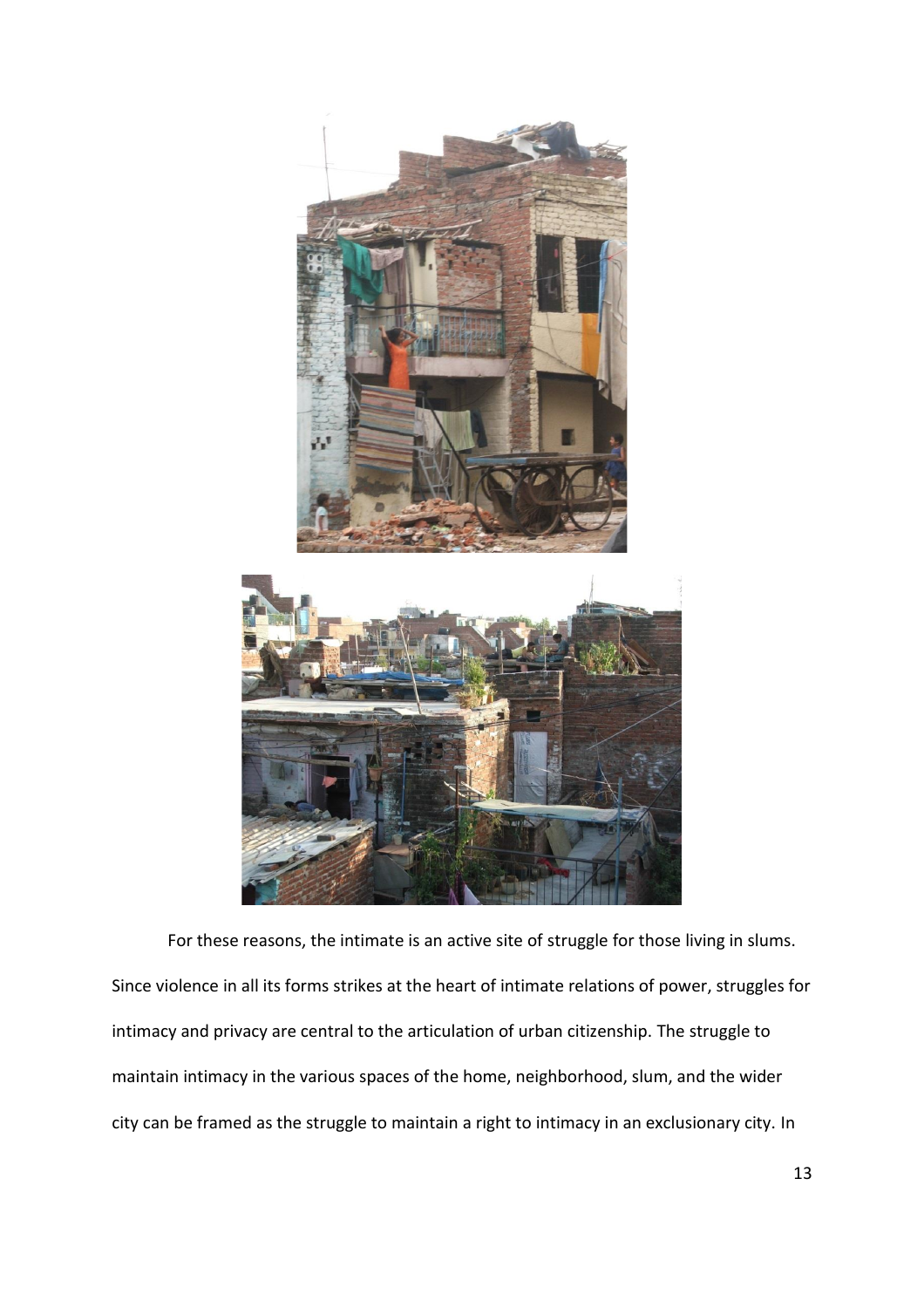For these reasons, the intimate is an active site of struggle for those living in slums. Since violence in all its forms strikes at the heart of intimate relations of power, struggles for intimacy and privacy are central to the articulation of urban citizenship. The struggle to maintain intimacy in the various spaces of the home, neighborhood, slum, and the wider city can be framed as the struggle to maintain a right to intimacy in an exclusionary city. In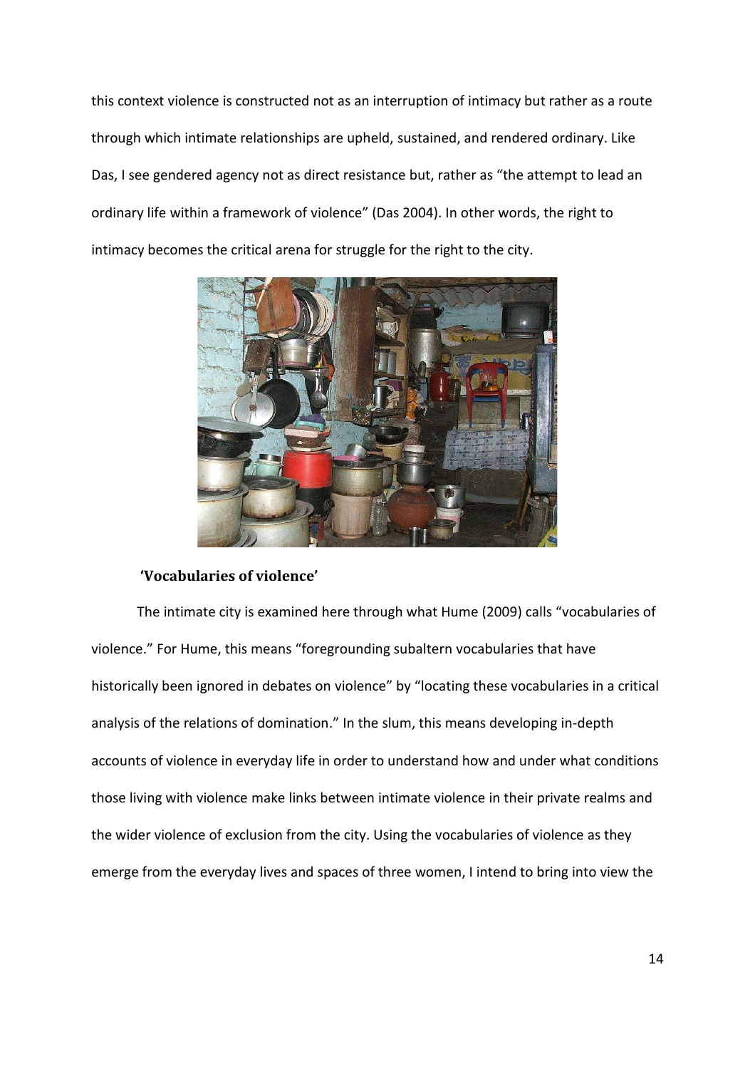this context violence is constructed not as an interruption of intimacy but rather as a route through which intimate relationships are upheld, sustained, and rendered ordinary. Like Das, I see gendered agency not as direct resistance but, rather as "the attempt to lead an ordinary life within a framework of violence" (Das 2004). In other words, the right to intimacy becomes the critical arena for struggle for the right to the city.

## 'Vocabularies of violence'

The intimate city is examined here through what Hume (2009) calls "vocabularies of violence." For Hume, this means "foregrounding subaltern vocabularies that have historically been ignored in debates on violence" by "locating these vocabularies in a critical analysis of the relations of domination." In the slum, this means developing in-depth accounts of violence in everyday life in order to understand how and under what conditions those living with violence make links between intimate violence in their private realms and the wider violence of exclusion from the city. Using the vocabularies of violence as they emerge from the everyday lives and spaces of three women, I intend to bring into view the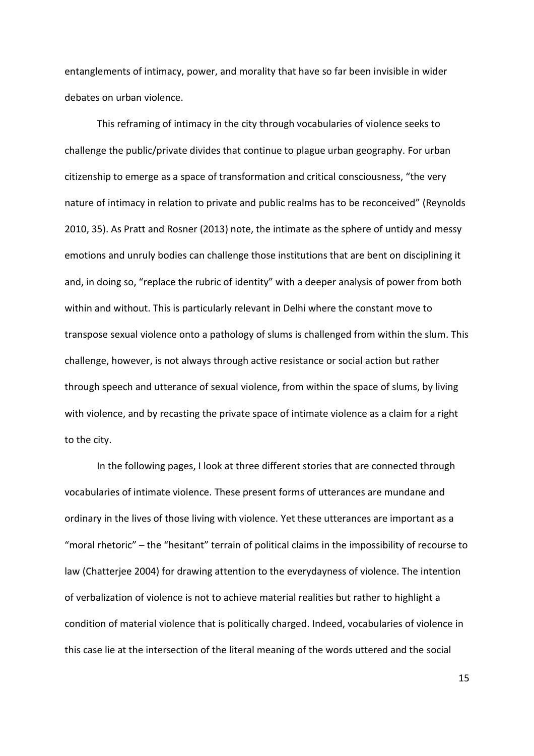entanglements of intimacy, power, and morality that have so far been invisible in wider debates on urban violence.

This reframing of intimacy in the city through vocabularies of violence seeks to challenge the public/private divides that continue to plague urban geography. For urban citizenship to emerge as a space of transformation and critical consciousness, "the very nature of intimacy in relation to private and public realms has to be reconceived" (Reynolds 2010, 35). As Pratt and Rosner (2013) note, the intimate as the sphere of untidy and messy emotions and unruly bodies can challenge those institutions that are bent on disciplining it and, in doing so, "replace the rubric of identity" with a deeper analysis of power from both within and without. This is particularly relevant in Delhi where the constant move to transpose sexual violence onto a pathology of slums is challenged from within the slum. This challenge, however, is not always through active resistance or social action but rather through speech and utterance of sexual violence, from within the space of slums, by living with violence, and by recasting the private space of intimate violence as a claim for a right to the city.

In the following pages, I look at three different stories that are connected through vocabularies of intimate violence. These present forms of utterances are mundane and ordinary in the lives of those living with violence. Yet these utterances are important as a "moral rhetoric" – the "hesitant" terrain of political claims in the impossibility of recourse to law (Chatterjee 2004) for drawing attention to the everydayness of violence. The intention of verbalization of violence is not to achieve material realities but rather to highlight a condition of material violence that is politically charged. Indeed, vocabularies of violence in this case lie at the intersection of the literal meaning of the words uttered and the social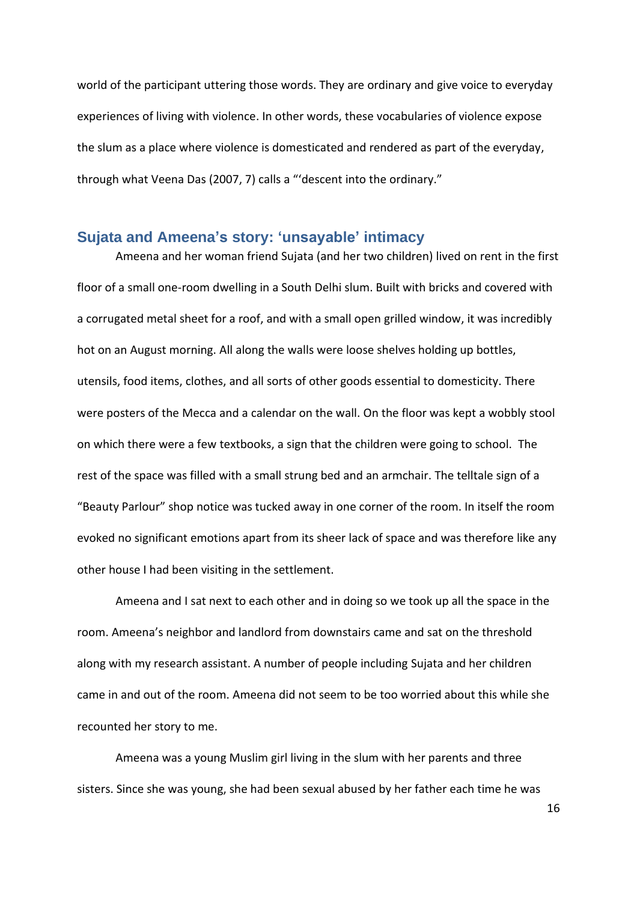world of the participant uttering those words. They are ordinary and give voice to everyday experiences of living with violence. In other words, these vocabularies of violence expose the slum as a place where violence is domesticated and rendered as part of the everyday, through what Veena Das (2007, 7) calls a "'descent into the ordinary."

## Sujata and Ameena's story: 'unsayable' intimacy

Ameena and her woman friend Sujata (and her two children) lived on rent in the first floor of a small one-room dwelling in a South Delhi slum. Built with bricks and covered with a corrugated metal sheet for a roof, and with a small open grilled window, it was incredibly hot on an August morning. All along the walls were loose shelves holding up bottles, utensils, food items, clothes, and all sorts of other goods essential to domesticity. There were posters of the Mecca and a calendar on the wall. On the floor was kept a wobbly stool on which there were a few textbooks, a sign that the children were going to school. The rest of the space was filled with a small strung bed and an armchair. The telltale sign of a "Beauty Parlour" shop notice was tucked away in one corner of the room. In itself the room evoked no significant emotions apart from its sheer lack of space and was therefore like any other house I had been visiting in the settlement.

Ameena and I sat next to each other and in doing so we took up all the space in the room. Ameena's neighbor and landlord from downstairs came and sat on the threshold along with my research assistant. A number of people including Sujata and her children came in and out of the room. Ameena did not seem to be too worried about this while she recounted her story to me.

Ameena was a young Muslim girl living in the slum with her parents and three sisters. Since she was young, she had been sexual abused by her father each time he was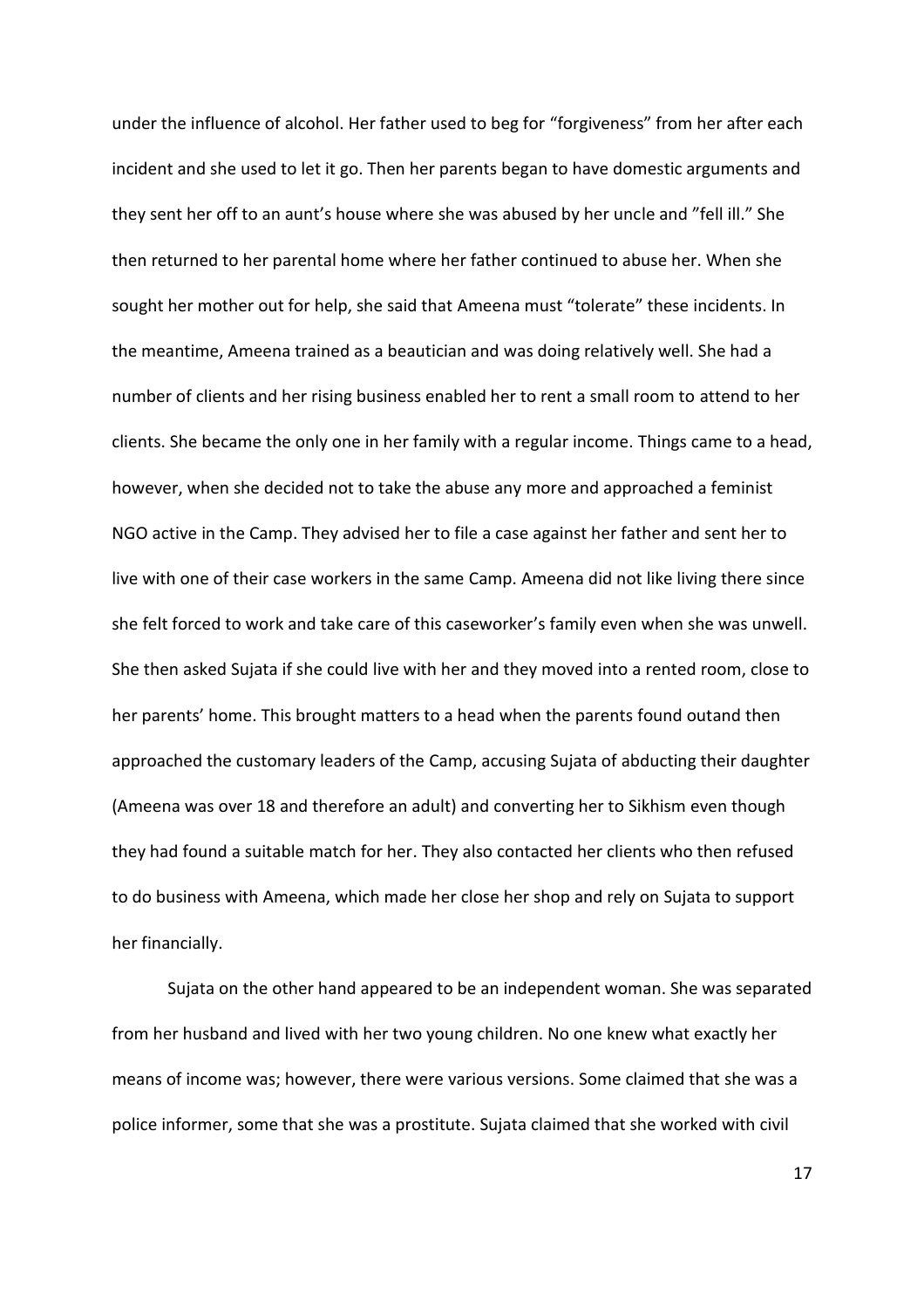under the influence of alcohol. Her father used to beg for "forgiveness" from her after each incident and she used to let it go. Then her parents began to have domestic arguments and they sent her off to an aunt's house where she was abused by her uncle and "fell ill." She then returned to her parental home where her father continued to abuse her. When she sought her mother out for help, she said that Ameena must "tolerate" these incidents. In the meantime, Ameena trained as a beautician and was doing relatively well. She had a number of clients and her rising business enabled her to rent a small room to attend to her clients. She became the only one in her family with a regular income. Things came to a head, however, when she decided not to take the abuse any more and approached a feminist NGO active in the Camp. They advised her to file a case against her father and sent her to live with one of their case workers in the same Camp. Ameena did not like living there since she felt forced to work and take care of this caseworker's family even when she was unwell. She then asked Sujata if she could live with her and they moved into a rented room, close to her parents' home. This brought matters to a head when the parents found outand then approached the customary leaders of the Camp, accusing Sujata of abducting their daughter (Ameena was over 18 and therefore an adult) and converting her to Sikhism even though they had found a suitable match for her. They also contacted her clients who then refused to do business with Ameena, which made her close her shop and rely on Sujata to support her financially.

Sujata on the other hand appeared to be an independent woman. She was separated from her husband and lived with her two young children. No one knew what exactly her means of income was; however, there were various versions. Some claimed that she was a police informer, some that she was a prostitute. Sujata claimed that she worked with civil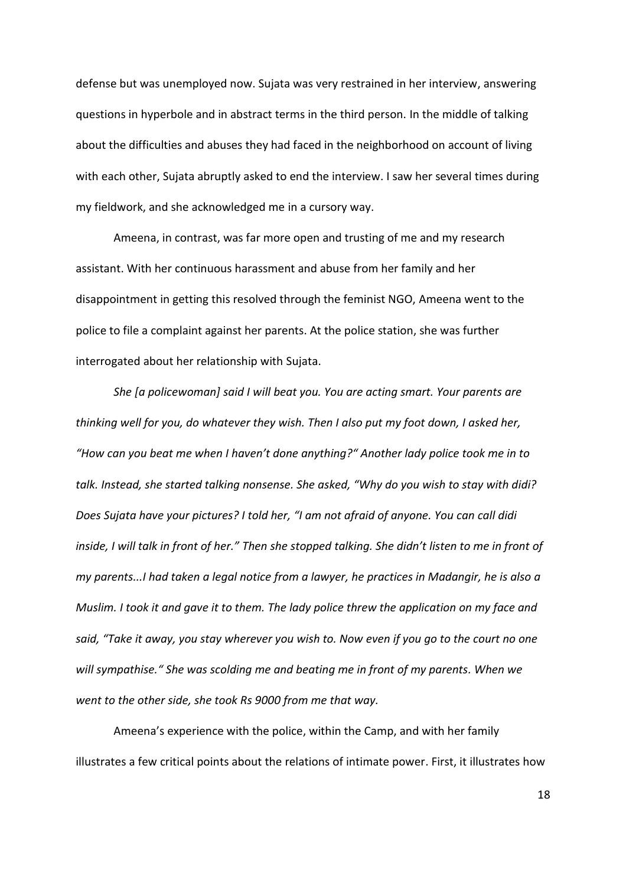defense but was unemployed now. Sujata was very restrained in her interview, answering questions in hyperbole and in abstract terms in the third person. In the middle of talking about the difficulties and abuses they had faced in the neighborhood on account of living with each other, Sujata abruptly asked to end the interview. I saw her several times during my fieldwork, and she acknowledged me in a cursory way.

Ameena, in contrast, was far more open and trusting of me and my research assistant. With her continuous harassment and abuse from her family and her disappointment in getting this resolved through the feminist NGO, Ameena went to the police to file a complaint against her parents. At the police station, she was further interrogated about her relationship with Sujata.

*She [a policewoman] said I will beat you. You are acting smart. Your parents are thinking well for you, do whatever they wish. Then I also put my foot down, I asked her, "How can you beat me when I haven't done anything?" Another lady police took me in to talk. Instead, she started talking nonsense. She asked, "Why do you wish to stay with didi? Does Sujata have your pictures? I told her, "I am not afraid of anyone. You can call didi inside, I will talk in front of her." Then she stopped talking. She didn't listen to me in front of my parents...I had taken a legal notice from a lawyer, he practices in Madangir, he is also a Muslim. I took it and gave it to them. The lady police threw the application on my face and said, "Take it away, you stay wherever you wish to. Now even if you go to the court no one will sympathise." She was scolding me and beating me in front of my parents. When we went to the other side, she took Rs 9000 from me that way.*

Ameena's experience with the police, within the Camp, and with her family illustrates a few critical points about the relations of intimate power. First, it illustrates how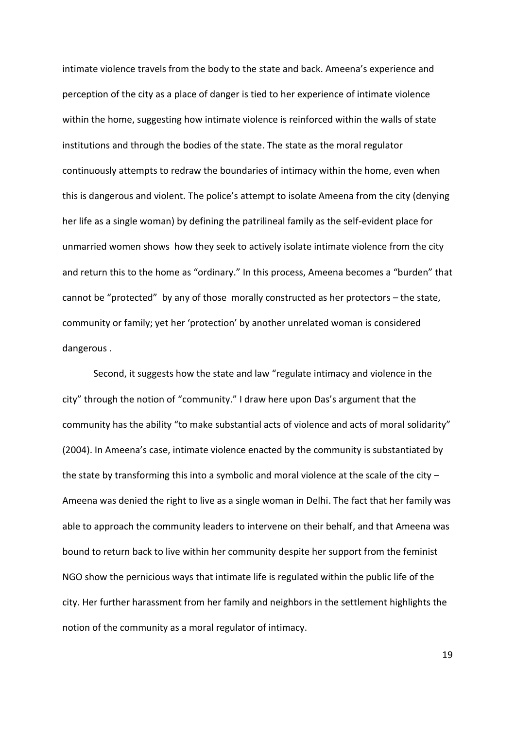intimate violence travels from the body to the state and back. Ameena's experience and perception of the city as a place of danger is tied to her experience of intimate violence within the home, suggesting how intimate violence is reinforced within the walls of state institutions and through the bodies of the state. The state as the moral regulator continuously attempts to redraw the boundaries of intimacy within the home, even when this is dangerous and violent. The police's attempt to isolate Ameena from the city (denying her life as a single woman) by defining the patrilineal family as the self-evident place for unmarried women shows how they seek to actively isolate intimate violence from the city and return this to the home as "ordinary." In this process, Ameena becomes a "burden" that cannot be "protected" by any of those morally constructed as her protectors – the state, community or family; yet her 'protection' by another unrelated woman is considered dangerous .

Second, it suggests how the state and law "regulate intimacy and violence in the city" through the notion of "community." I draw here upon Das's argument that the community has the ability "to make substantial acts of violence and acts of moral solidarity" (2004). In Ameena's case, intimate violence enacted by the community is substantiated by the state by transforming this into a symbolic and moral violence at the scale of the city – Ameena was denied the right to live as a single woman in Delhi. The fact that her family was able to approach the community leaders to intervene on their behalf, and that Ameena was bound to return back to live within her community despite her support from the feminist NGO show the pernicious ways that intimate life is regulated within the public life of the city. Her further harassment from her family and neighbors in the settlement highlights the notion of the community as a moral regulator of intimacy.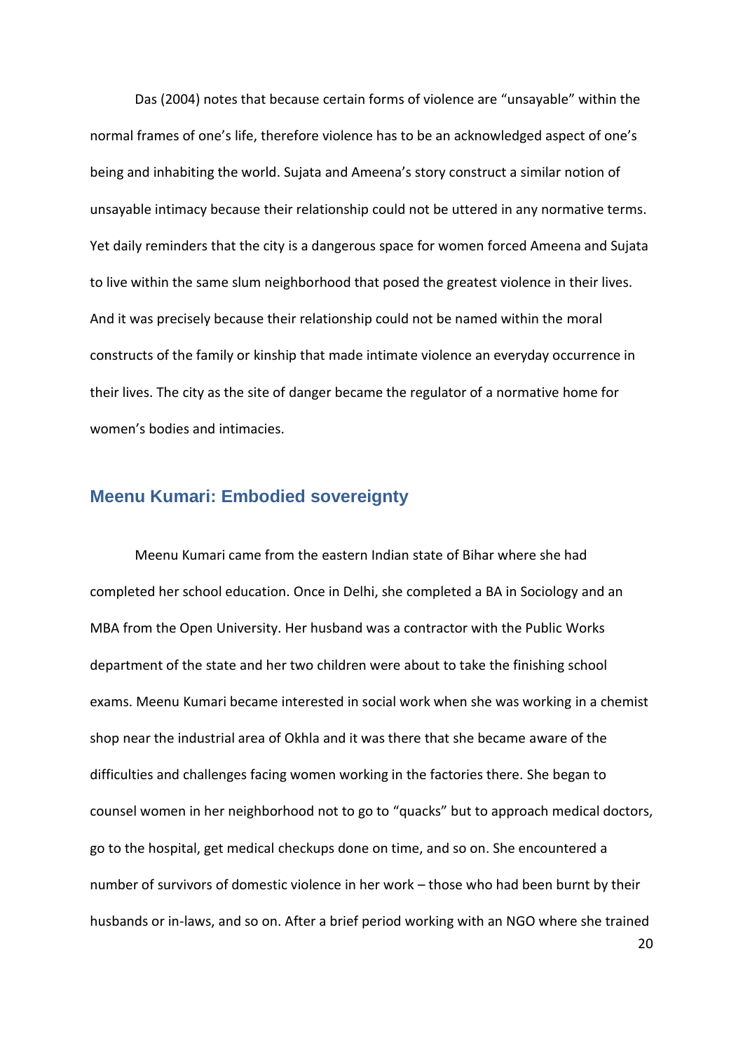Das (2004) notes that because certain forms of violence are "unsayable" within the normal frames of one's life, therefore violence has to be an acknowledged aspect of one's being and inhabiting the world. Sujata and Ameena's story construct a similar notion of unsayable intimacy because their relationship could not be uttered in any normative terms. Yet daily reminders that the city is a dangerous space for women forced Ameena and Sujata to live within the same slum neighborhood that posed the greatest violence in their lives. And it was precisely because their relationship could not be named within the moral constructs of the family or kinship that made intimate violence an everyday occurrence in their lives. The city as the site of danger became the regulator of a normative home for women's bodies and intimacies.

## Meenu Kumari: Embodied sovereignty

Meenu Kumari came from the eastern Indian state of Bihar where she had completed her school education. Once in Delhi, she completed a BA in Sociology and an MBA from the Open University. Her husband was a contractor with the Public Works department of the state and her two children were about to take the finishing school exams. Meenu Kumari became interested in social work when she was working in a chemist shop near the industrial area of Okhla and it was there that she became aware of the difficulties and challenges facing women working in the factories there. She began to counsel women in her neighborhood not to go to "quacks" but to approach medical doctors, go to the hospital, get medical checkups done on time, and so on. She encountered a number of survivors of domestic violence in her work – those who had been burnt by their husbands or in-laws, and so on. After a brief period working with an NGO where she trained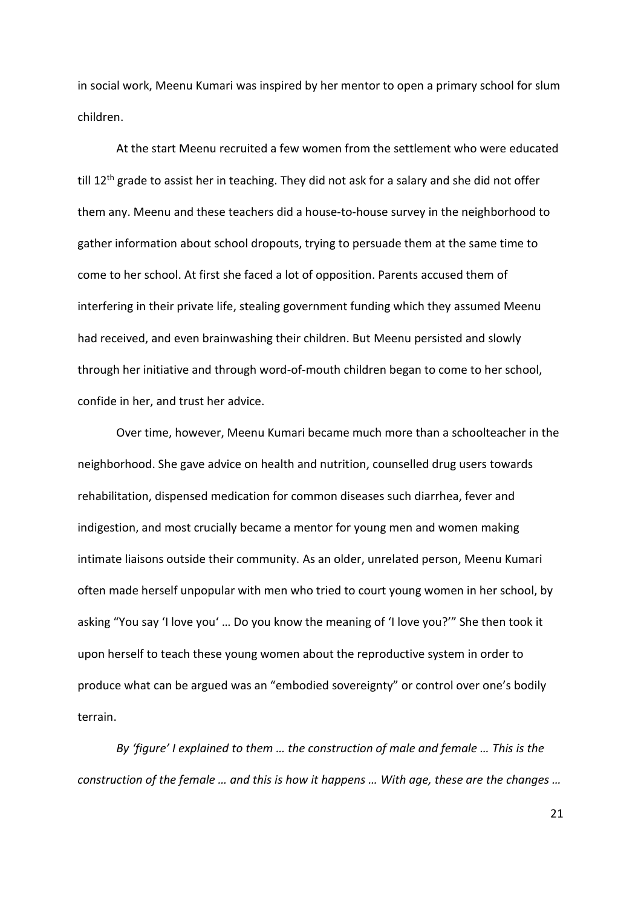in social work, Meenu Kumari was inspired by her mentor to open a primary school for slum children.

At the start Meenu recruited a few women from the settlement who were educated till 12th grade to assist her in teaching. They did not ask for a salary and she did not offer them any. Meenu and these teachers did a house-to-house survey in the neighborhood to gather information about school dropouts, trying to persuade them at the same time to come to her school. At first she faced a lot of opposition. Parents accused them of interfering in their private life, stealing government funding which they assumed Meenu had received, and even brainwashing their children. But Meenu persisted and slowly through her initiative and through word-of-mouth children began to come to her school, confide in her, and trust her advice.

Over time, however, Meenu Kumari became much more than a schoolteacher in the neighborhood. She gave advice on health and nutrition, counselled drug users towards rehabilitation, dispensed medication for common diseases such diarrhea, fever and indigestion, and most crucially became a mentor for young men and women making intimate liaisons outside their community. As an older, unrelated person, Meenu Kumari often made herself unpopular with men who tried to court young women in her school, by asking "You say 'I love you' … Do you know the meaning of 'I love you?'" She then took it upon herself to teach these young women about the reproductive system in order to produce what can be argued was an "embodied sovereignty" or control over one's bodily terrain.

*By 'figure' I explained to them … the construction of male and female … This is the construction of the female … and this is how it happens … With age, these are the changes …*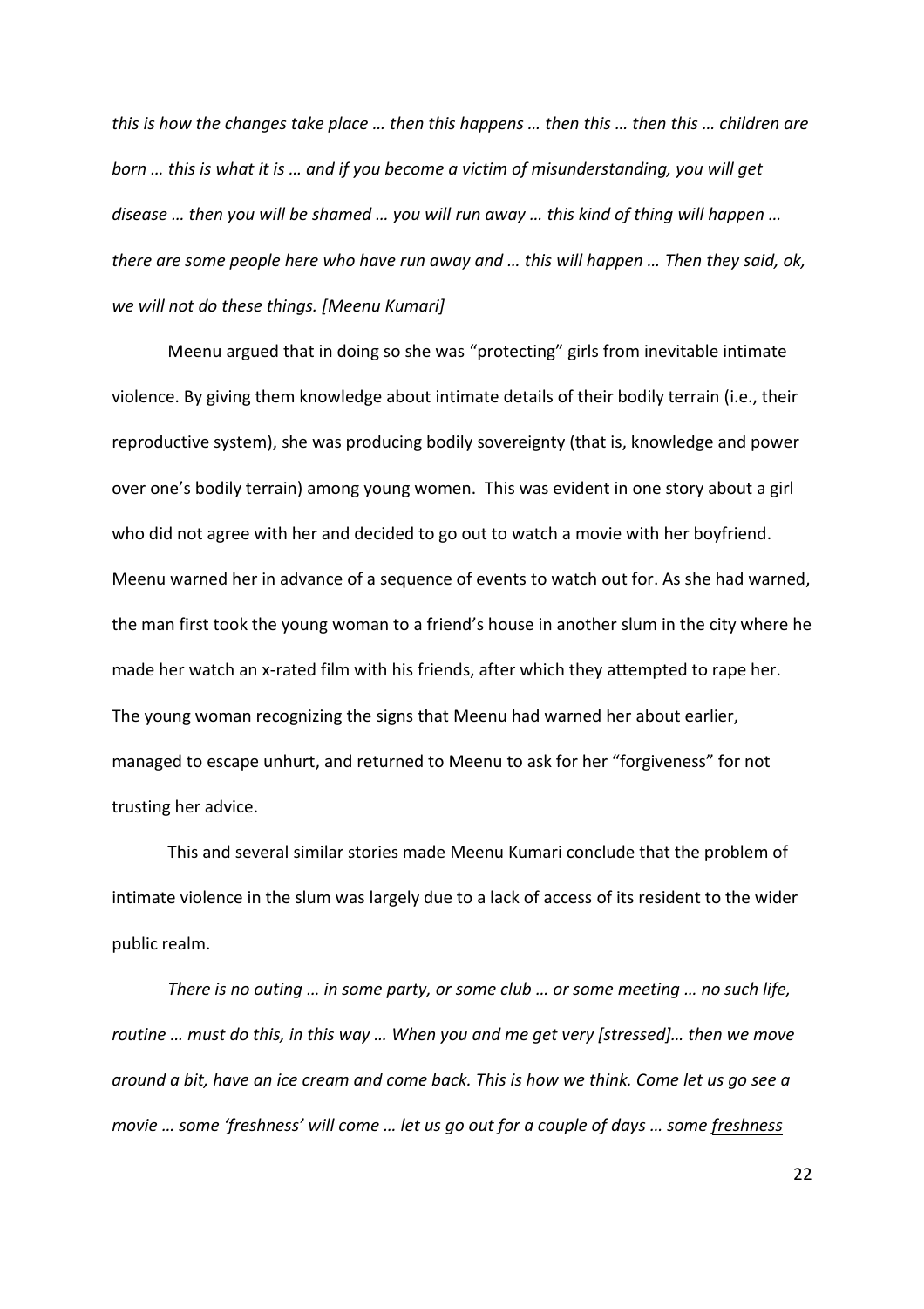*this is how the changes take place … then this happens … then this … then this … children are born … this is what it is … and if you become a victim of misunderstanding, you will get disease … then you will be shamed … you will run away … this kind of thing will happen … there are some people here who have run away and … this will happen … Then they said, ok, we will not do these things. [Meenu Kumari]*

Meenu argued that in doing so she was "protecting" girls from inevitable intimate violence. By giving them knowledge about intimate details of their bodily terrain (i.e., their reproductive system), she was producing bodily sovereignty (that is, knowledge and power over one's bodily terrain) among young women. This was evident in one story about a girl who did not agree with her and decided to go out to watch a movie with her boyfriend. Meenu warned her in advance of a sequence of events to watch out for. As she had warned, the man first took the young woman to a friend's house in another slum in the city where he made her watch an x-rated film with his friends, after which they attempted to rape her. The young woman recognizing the signs that Meenu had warned her about earlier, managed to escape unhurt, and returned to Meenu to ask for her "forgiveness" for not trusting her advice.

This and several similar stories made Meenu Kumari conclude that the problem of intimate violence in the slum was largely due to a lack of access of its resident to the wider public realm.

*There is no outing … in some party, or some club … or some meeting … no such life, routine … must do this, in this way … When you and me get very [stressed]… then we move around a bit, have an ice cream and come back. This is how we think. Come let us go see a movie … some 'freshness' will come … let us go out for a couple of days … some <u>freshness</u>*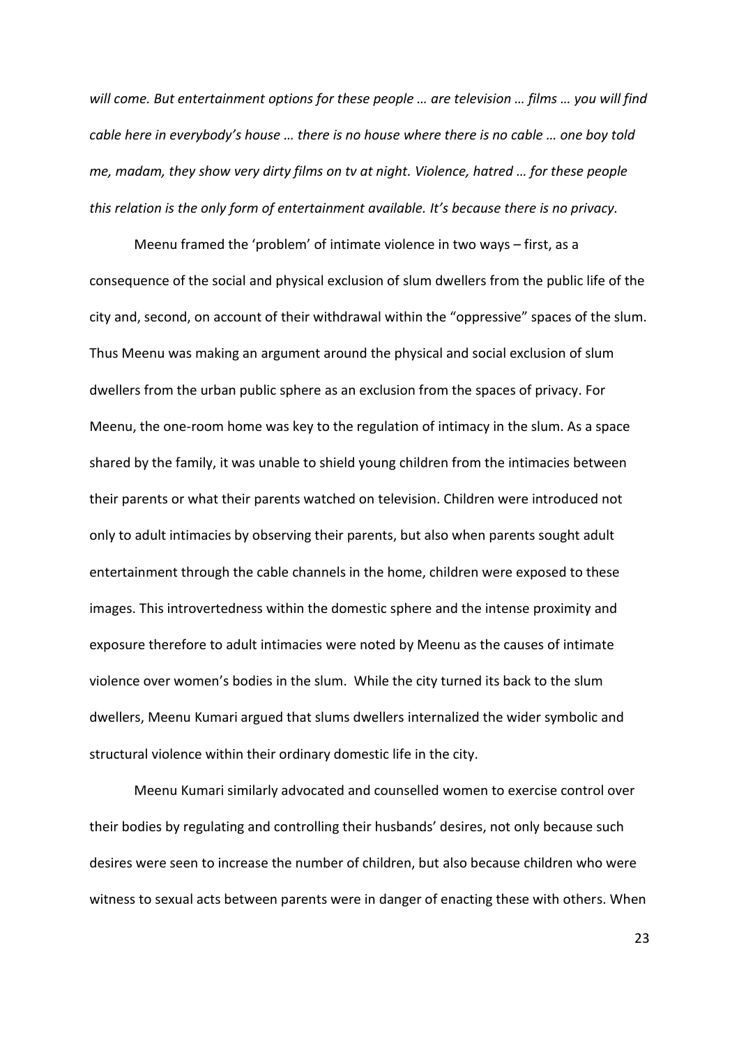*will come. But entertainment options for these people … are television … films … you will find cable here in everybody's house … there is no house where there is no cable … one boy told me, madam, they show very dirty films on tv at night. Violence, hatred … for these people this relation is the only form of entertainment available. It's because there is no privacy.*

Meenu framed the 'problem' of intimate violence in two ways – first, as a consequence of the social and physical exclusion of slum dwellers from the public life of the city and, second, on account of their withdrawal within the "oppressive" spaces of the slum. Thus Meenu was making an argument around the physical and social exclusion of slum dwellers from the urban public sphere as an exclusion from the spaces of privacy. For Meenu, the one-room home was key to the regulation of intimacy in the slum. As a space shared by the family, it was unable to shield young children from the intimacies between their parents or what their parents watched on television. Children were introduced not only to adult intimacies by observing their parents, but also when parents sought adult entertainment through the cable channels in the home, children were exposed to these images. This introvertedness within the domestic sphere and the intense proximity and exposure therefore to adult intimacies were noted by Meenu as the causes of intimate violence over women's bodies in the slum. While the city turned its back to the slum dwellers, Meenu Kumari argued that slums dwellers internalized the wider symbolic and structural violence within their ordinary domestic life in the city.

Meenu Kumari similarly advocated and counselled women to exercise control over their bodies by regulating and controlling their husbands' desires, not only because such desires were seen to increase the number of children, but also because children who were witness to sexual acts between parents were in danger of enacting these with others. When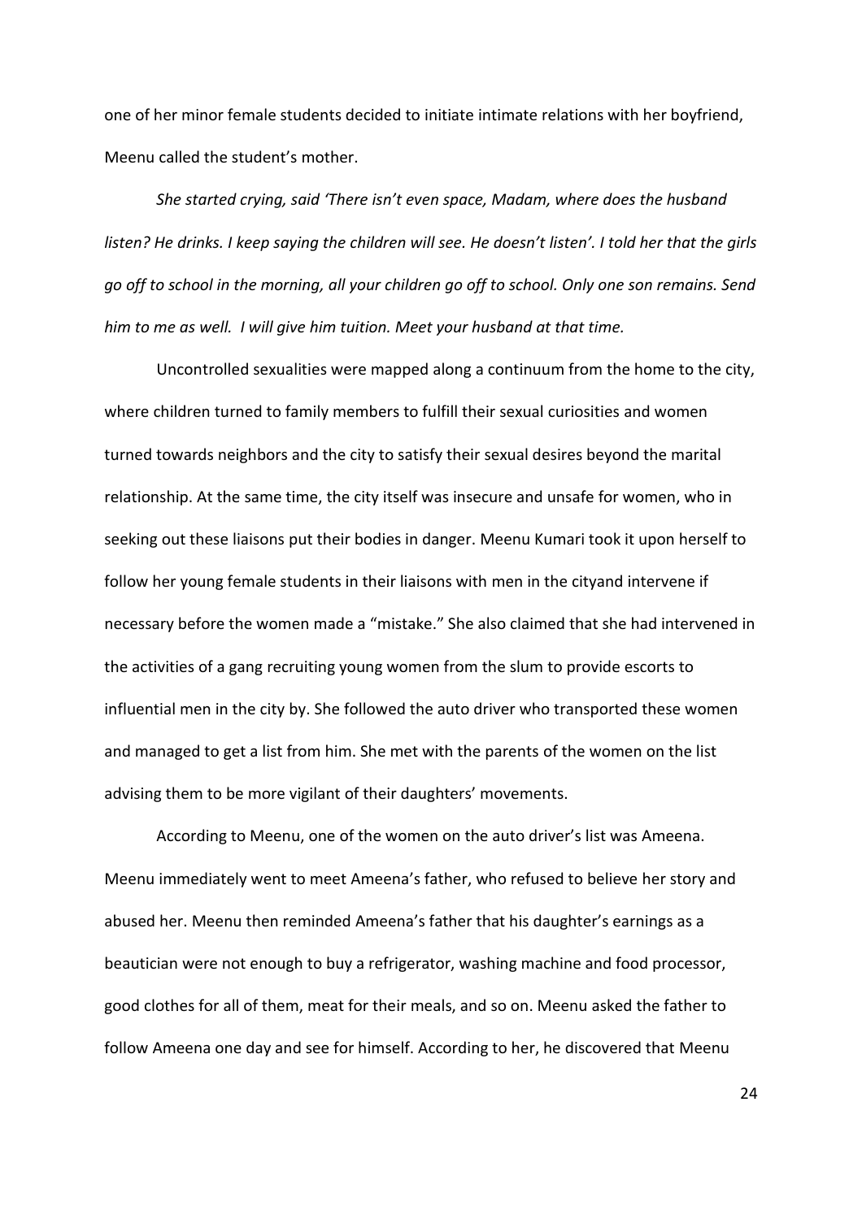one of her minor female students decided to initiate intimate relations with her boyfriend, Meenu called the student's mother.

*She started crying, said 'There isn't even space, Madam, where does the husband listen? He drinks. I keep saying the children will see. He doesn't listen'. I told her that the girls go off to school in the morning, all your children go off to school. Only one son remains. Send him to me as well. I will give him tuition. Meet your husband at that time.*

Uncontrolled sexualities were mapped along a continuum from the home to the city, where children turned to family members to fulfill their sexual curiosities and women turned towards neighbors and the city to satisfy their sexual desires beyond the marital relationship. At the same time, the city itself was insecure and unsafe for women, who in seeking out these liaisons put their bodies in danger. Meenu Kumari took it upon herself to follow her young female students in their liaisons with men in the cityand intervene if necessary before the women made a "mistake." She also claimed that she had intervened in the activities of a gang recruiting young women from the slum to provide escorts to influential men in the city by. She followed the auto driver who transported these women and managed to get a list from him. She met with the parents of the women on the list advising them to be more vigilant of their daughters' movements.

According to Meenu, one of the women on the auto driver's list was Ameena. Meenu immediately went to meet Ameena's father, who refused to believe her story and abused her. Meenu then reminded Ameena's father that his daughter's earnings as a beautician were not enough to buy a refrigerator, washing machine and food processor, good clothes for all of them, meat for their meals, and so on. Meenu asked the father to follow Ameena one day and see for himself. According to her, he discovered that Meenu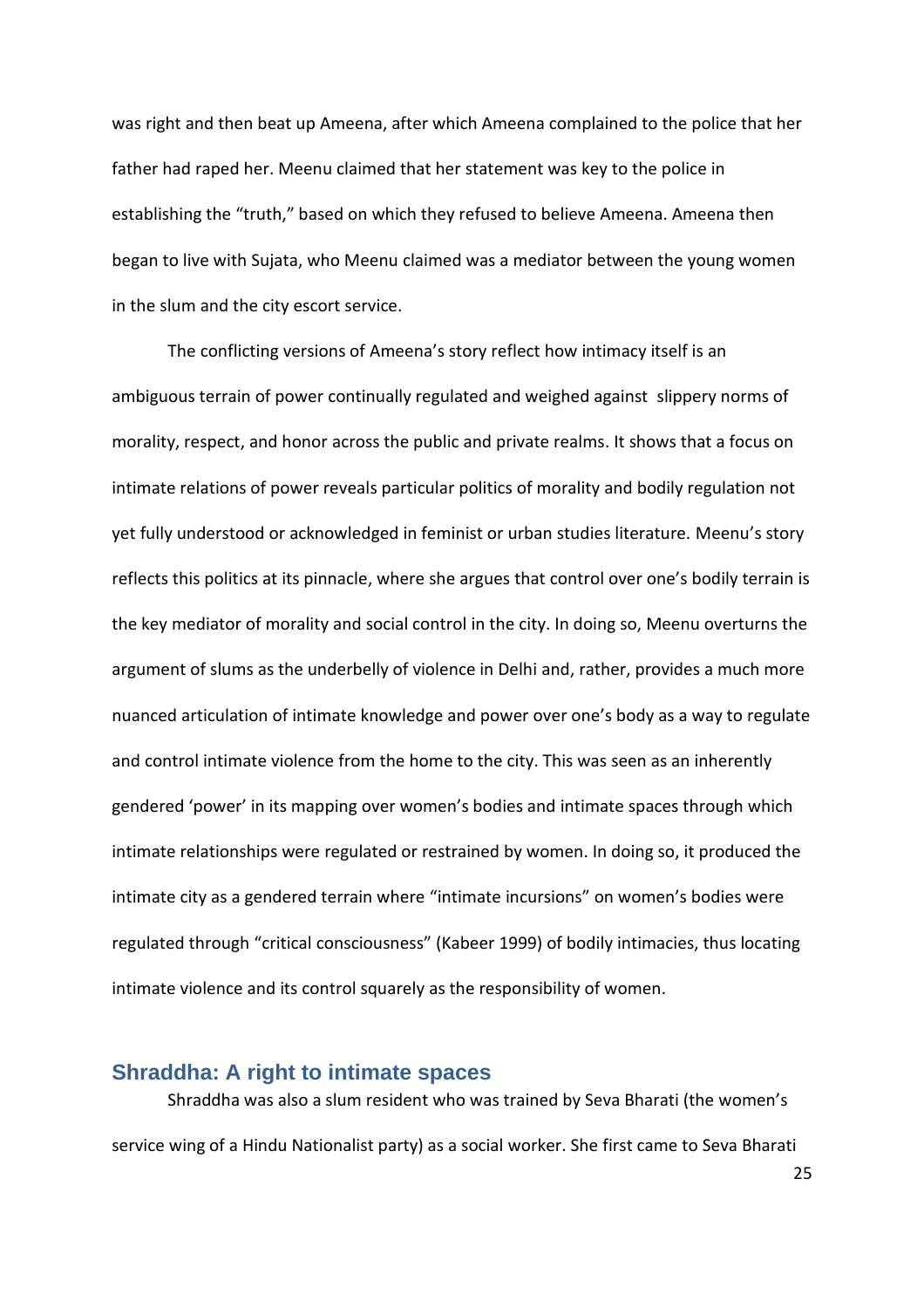was right and then beat up Ameena, after which Ameena complained to the police that her father had raped her. Meenu claimed that her statement was key to the police in establishing the "truth," based on which they refused to believe Ameena. Ameena then began to live with Sujata, who Meenu claimed was a mediator between the young women in the slum and the city escort service.

The conflicting versions of Ameena's story reflect how intimacy itself is an ambiguous terrain of power continually regulated and weighed against slippery norms of morality, respect, and honor across the public and private realms. It shows that a focus on intimate relations of power reveals particular politics of morality and bodily regulation not yet fully understood or acknowledged in feminist or urban studies literature. Meenu's story reflects this politics at its pinnacle, where she argues that control over one's bodily terrain is the key mediator of morality and social control in the city. In doing so, Meenu overturns the argument of slums as the underbelly of violence in Delhi and, rather, provides a much more nuanced articulation of intimate knowledge and power over one's body as a way to regulate and control intimate violence from the home to the city. This was seen as an inherently gendered 'power' in its mapping over women's bodies and intimate spaces through which intimate relationships were regulated or restrained by women. In doing so, it produced the intimate city as a gendered terrain where "intimate incursions" on women's bodies were regulated through "critical consciousness" (Kabeer 1999) of bodily intimacies, thus locating intimate violence and its control squarely as the responsibility of women.

## Shraddha: A right to intimate spaces

Shraddha was also a slum resident who was trained by Seva Bharati (the women's service wing of a Hindu Nationalist party) as a social worker. She first came to Seva Bharati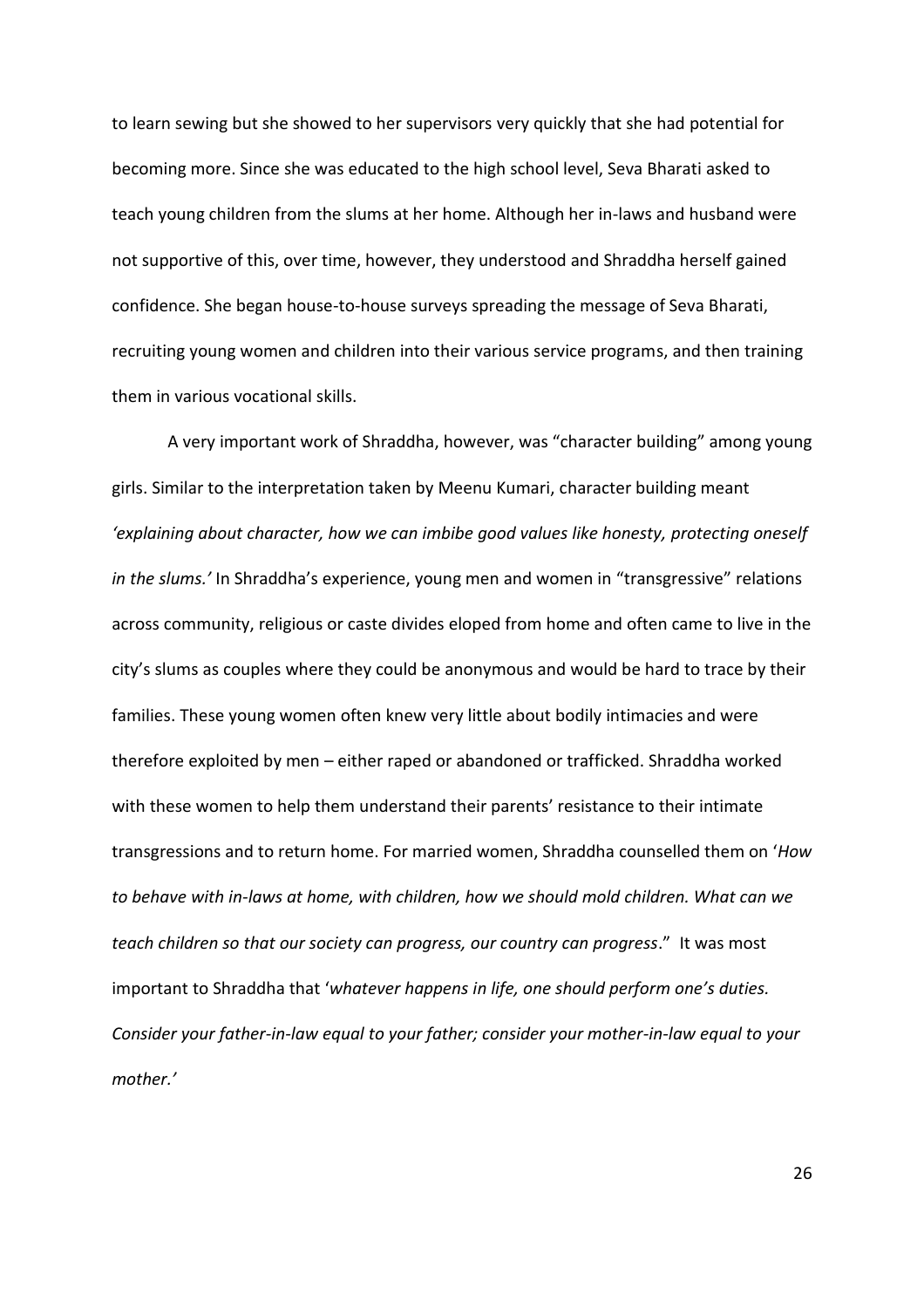to learn sewing but she showed to her supervisors very quickly that she had potential for becoming more. Since she was educated to the high school level, Seva Bharati asked to teach young children from the slums at her home. Although her in-laws and husband were not supportive of this, over time, however, they understood and Shraddha herself gained confidence. She began house-to-house surveys spreading the message of Seva Bharati, recruiting young women and children into their various service programs, and then training them in various vocational skills.

A very important work of Shraddha, however, was "character building" among young girls. Similar to the interpretation taken by Meenu Kumari, character building meant *'explaining about character, how we can imbibe good values like honesty, protecting oneself in the slums.'* In Shraddha's experience, young men and women in "transgressive" relations across community, religious or caste divides eloped from home and often came to live in the city's slums as couples where they could be anonymous and would be hard to trace by their families. These young women often knew very little about bodily intimacies and were therefore exploited by men – either raped or abandoned or trafficked. Shraddha worked with these women to help them understand their parents' resistance to their intimate transgressions and to return home. For married women, Shraddha counselled them on '*How to behave with in-laws at home, with children, how we should mold children. What can we teach children so that our society can progress, our country can progress*." It was most important to Shraddha that '*whatever happens in life, one should perform one's duties. Consider your father-in-law equal to your father; consider your mother-in-law equal to your mother.'*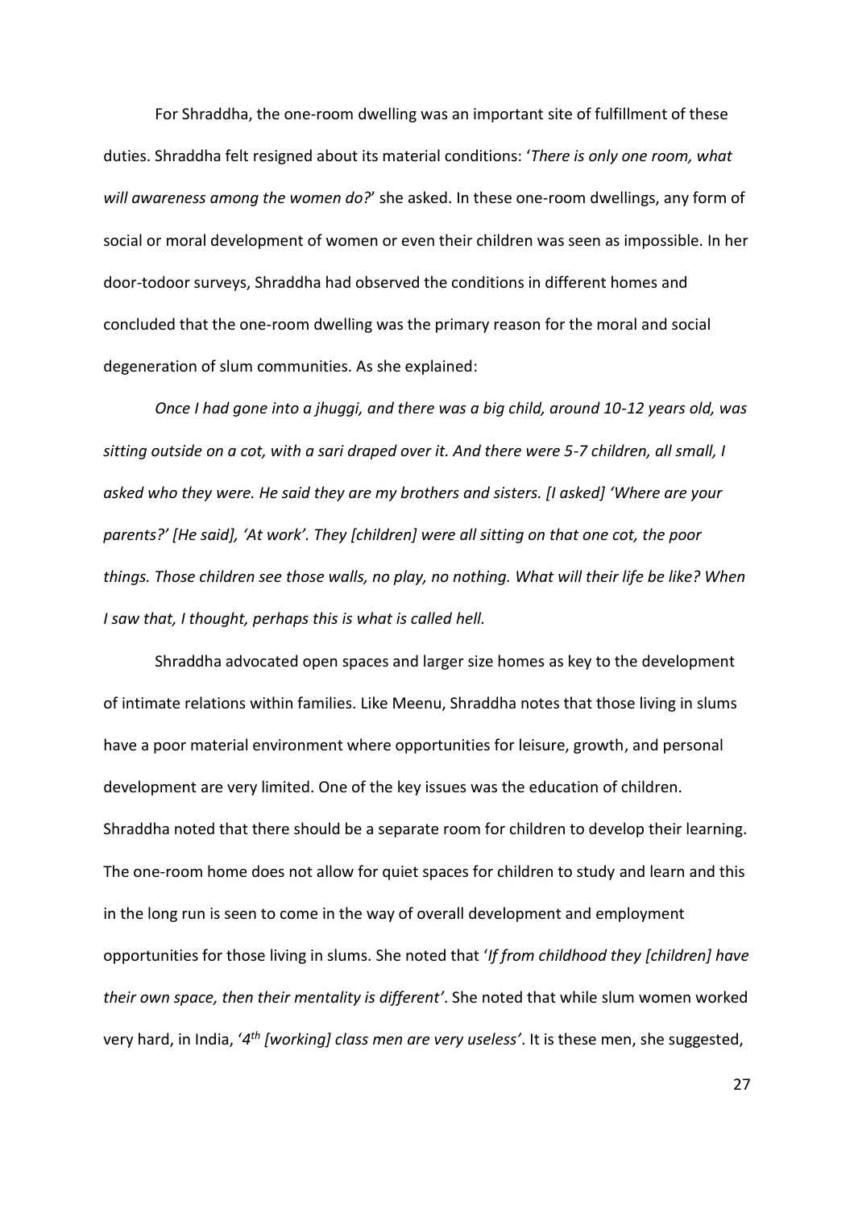For Shraddha, the one-room dwelling was an important site of fulfillment of these duties. Shraddha felt resigned about its material conditions: '*There is only one room, what will awareness among the women do?*' she asked. In these one-room dwellings, any form of social or moral development of women or even their children was seen as impossible. In her door-todoor surveys, Shraddha had observed the conditions in different homes and concluded that the one-room dwelling was the primary reason for the moral and social degeneration of slum communities. As she explained:

*Once I had gone into a jhuggi, and there was a big child, around 10-12 years old, was sitting outside on a cot, with a sari draped over it. And there were 5-7 children, all small, I asked who they were. He said they are my brothers and sisters. [I asked] 'Where are your parents?' [He said], 'At work'. They [children] were all sitting on that one cot, the poor things. Those children see those walls, no play, no nothing. What will their life be like? When I saw that, I thought, perhaps this is what is called hell.*

Shraddha advocated open spaces and larger size homes as key to the development of intimate relations within families. Like Meenu, Shraddha notes that those living in slums have a poor material environment where opportunities for leisure, growth, and personal development are very limited. One of the key issues was the education of children. Shraddha noted that there should be a separate room for children to develop their learning. The one-room home does not allow for quiet spaces for children to study and learn and this in the long run is seen to come in the way of overall development and employment opportunities for those living in slums. She noted that '*If from childhood they [children] have their own space, then their mentality is different'*. She noted that while slum women worked very hard, in India, '*4th [working] class men are very useless'*. It is these men, she suggested,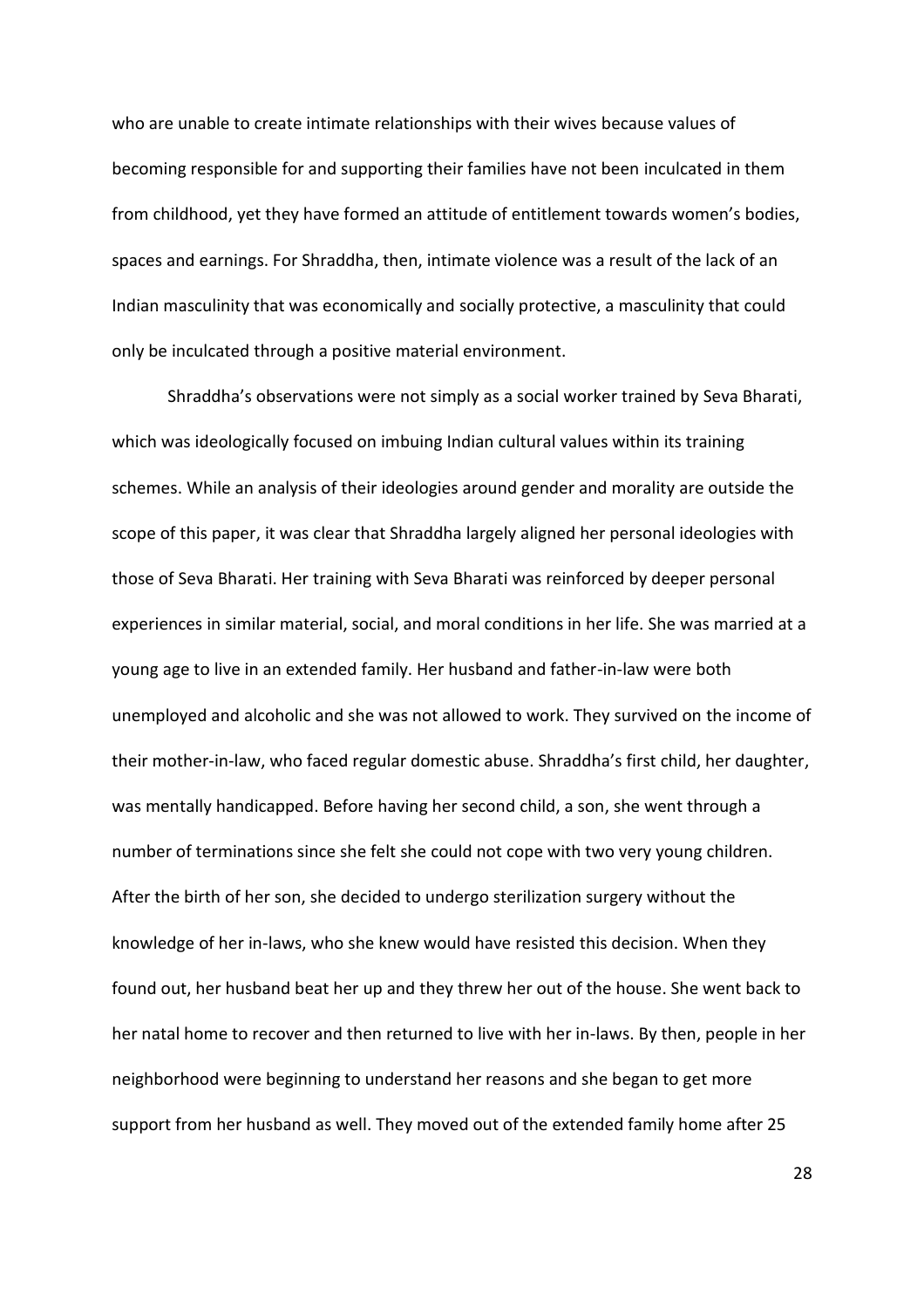who are unable to create intimate relationships with their wives because values of becoming responsible for and supporting their families have not been inculcated in them from childhood, yet they have formed an attitude of entitlement towards women's bodies, spaces and earnings. For Shraddha, then, intimate violence was a result of the lack of an Indian masculinity that was economically and socially protective, a masculinity that could only be inculcated through a positive material environment.

Shraddha's observations were not simply as a social worker trained by Seva Bharati, which was ideologically focused on imbuing Indian cultural values within its training schemes. While an analysis of their ideologies around gender and morality are outside the scope of this paper, it was clear that Shraddha largely aligned her personal ideologies with those of Seva Bharati. Her training with Seva Bharati was reinforced by deeper personal experiences in similar material, social, and moral conditions in her life. She was married at a young age to live in an extended family. Her husband and father-in-law were both unemployed and alcoholic and she was not allowed to work. They survived on the income of their mother-in-law, who faced regular domestic abuse. Shraddha's first child, her daughter, was mentally handicapped. Before having her second child, a son, she went through a number of terminations since she felt she could not cope with two very young children. After the birth of her son, she decided to undergo sterilization surgery without the knowledge of her in-laws, who she knew would have resisted this decision. When they found out, her husband beat her up and they threw her out of the house. She went back to her natal home to recover and then returned to live with her in-laws. By then, people in her neighborhood were beginning to understand her reasons and she began to get more support from her husband as well. They moved out of the extended family home after 25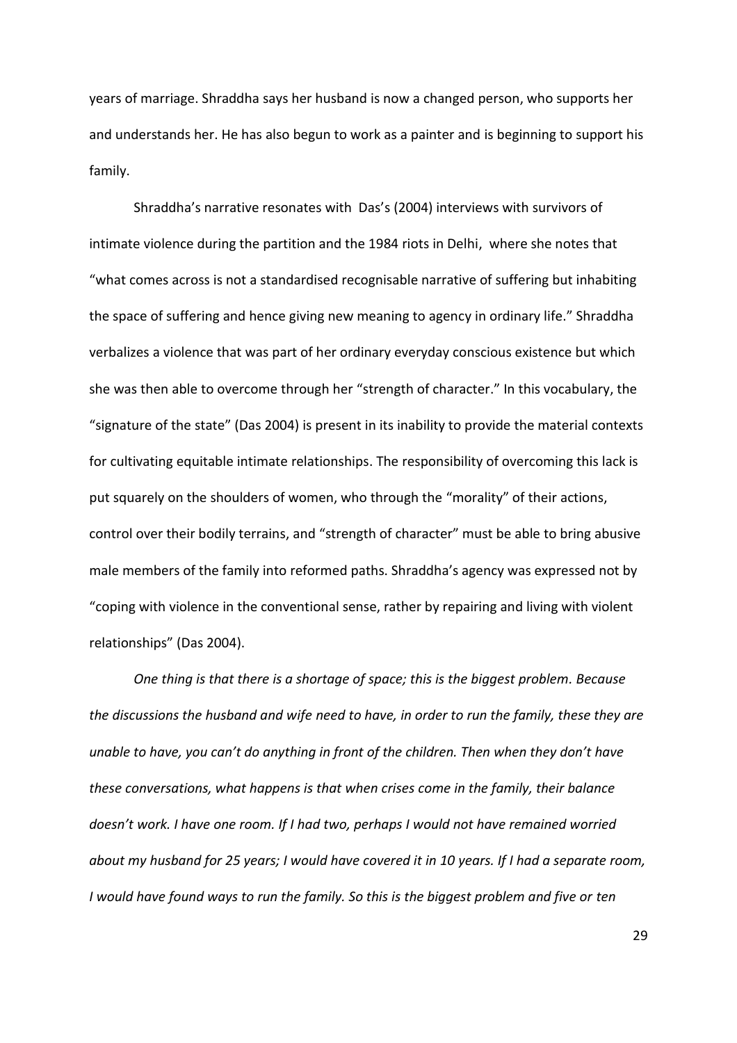years of marriage. Shraddha says her husband is now a changed person, who supports her and understands her. He has also begun to work as a painter and is beginning to support his family.

Shraddha's narrative resonates with Das's (2004) interviews with survivors of intimate violence during the partition and the 1984 riots in Delhi, where she notes that "what comes across is not a standardised recognisable narrative of suffering but inhabiting the space of suffering and hence giving new meaning to agency in ordinary life." Shraddha verbalizes a violence that was part of her ordinary everyday conscious existence but which she was then able to overcome through her "strength of character." In this vocabulary, the "signature of the state" (Das 2004) is present in its inability to provide the material contexts for cultivating equitable intimate relationships. The responsibility of overcoming this lack is put squarely on the shoulders of women, who through the "morality" of their actions, control over their bodily terrains, and "strength of character" must be able to bring abusive male members of the family into reformed paths. Shraddha's agency was expressed not by "coping with violence in the conventional sense, rather by repairing and living with violent relationships" (Das 2004).

*One thing is that there is a shortage of space; this is the biggest problem. Because the discussions the husband and wife need to have, in order to run the family, these they are unable to have, you can't do anything in front of the children. Then when they don't have these conversations, what happens is that when crises come in the family, their balance doesn't work. I have one room. If I had two, perhaps I would not have remained worried about my husband for 25 years; I would have covered it in 10 years. If I had a separate room, I would have found ways to run the family. So this is the biggest problem and five or ten*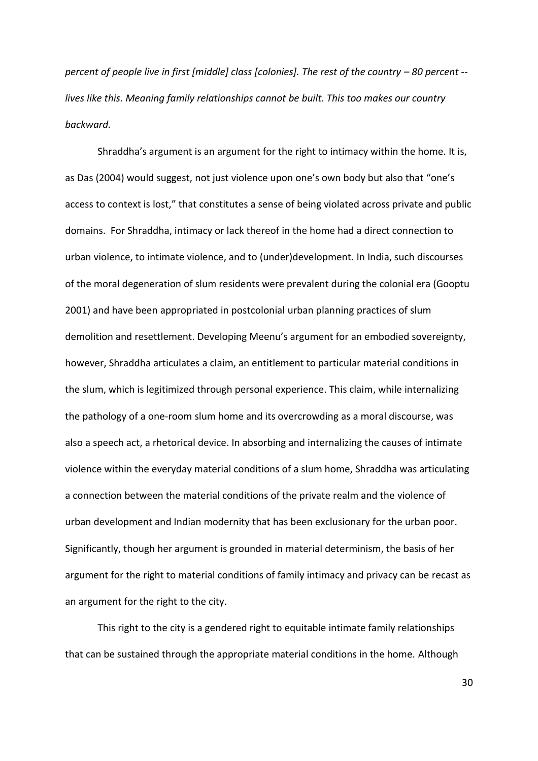*percent of people live in first [middle] class [colonies]. The rest of the country – 80 percent -- lives like this. Meaning family relationships cannot be built. This too makes our country backward.*

Shraddha's argument is an argument for the right to intimacy within the home. It is, as Das (2004) would suggest, not just violence upon one's own body but also that "one's access to context is lost," that constitutes a sense of being violated across private and public domains. For Shraddha, intimacy or lack thereof in the home had a direct connection to urban violence, to intimate violence, and to (under)development. In India, such discourses of the moral degeneration of slum residents were prevalent during the colonial era (Gooptu 2001) and have been appropriated in postcolonial urban planning practices of slum demolition and resettlement. Developing Meenu's argument for an embodied sovereignty, however, Shraddha articulates a claim, an entitlement to particular material conditions in the slum, which is legitimized through personal experience. This claim, while internalizing the pathology of a one-room slum home and its overcrowding as a moral discourse, was also a speech act, a rhetorical device. In absorbing and internalizing the causes of intimate violence within the everyday material conditions of a slum home, Shraddha was articulating a connection between the material conditions of the private realm and the violence of urban development and Indian modernity that has been exclusionary for the urban poor. Significantly, though her argument is grounded in material determinism, the basis of her argument for the right to material conditions of family intimacy and privacy can be recast as an argument for the right to the city.

This right to the city is a gendered right to equitable intimate family relationships that can be sustained through the appropriate material conditions in the home. Although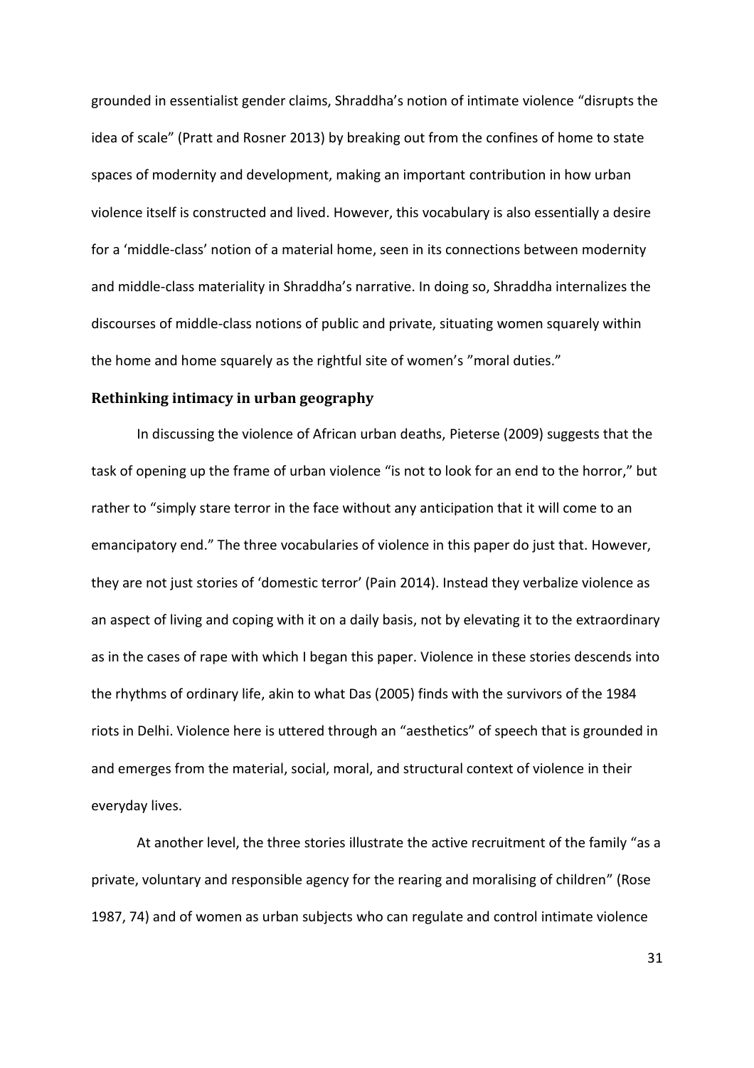grounded in essentialist gender claims, Shraddha's notion of intimate violence "disrupts the idea of scale" (Pratt and Rosner 2013) by breaking out from the confines of home to state spaces of modernity and development, making an important contribution in how urban violence itself is constructed and lived. However, this vocabulary is also essentially a desire for a 'middle-class' notion of a material home, seen in its connections between modernity and middle-class materiality in Shraddha's narrative. In doing so, Shraddha internalizes the discourses of middle-class notions of public and private, situating women squarely within the home and home squarely as the rightful site of women's "moral duties."

## Rethinking intimacy in urban geography

In discussing the violence of African urban deaths, Pieterse (2009) suggests that the task of opening up the frame of urban violence "is not to look for an end to the horror," but rather to "simply stare terror in the face without any anticipation that it will come to an emancipatory end." The three vocabularies of violence in this paper do just that. However, they are not just stories of 'domestic terror' (Pain 2014). Instead they verbalize violence as an aspect of living and coping with it on a daily basis, not by elevating it to the extraordinary as in the cases of rape with which I began this paper. Violence in these stories descends into the rhythms of ordinary life, akin to what Das (2005) finds with the survivors of the 1984 riots in Delhi. Violence here is uttered through an "aesthetics" of speech that is grounded in and emerges from the material, social, moral, and structural context of violence in their everyday lives.

At another level, the three stories illustrate the active recruitment of the family "as a private, voluntary and responsible agency for the rearing and moralising of children" (Rose 1987, 74) and of women as urban subjects who can regulate and control intimate violence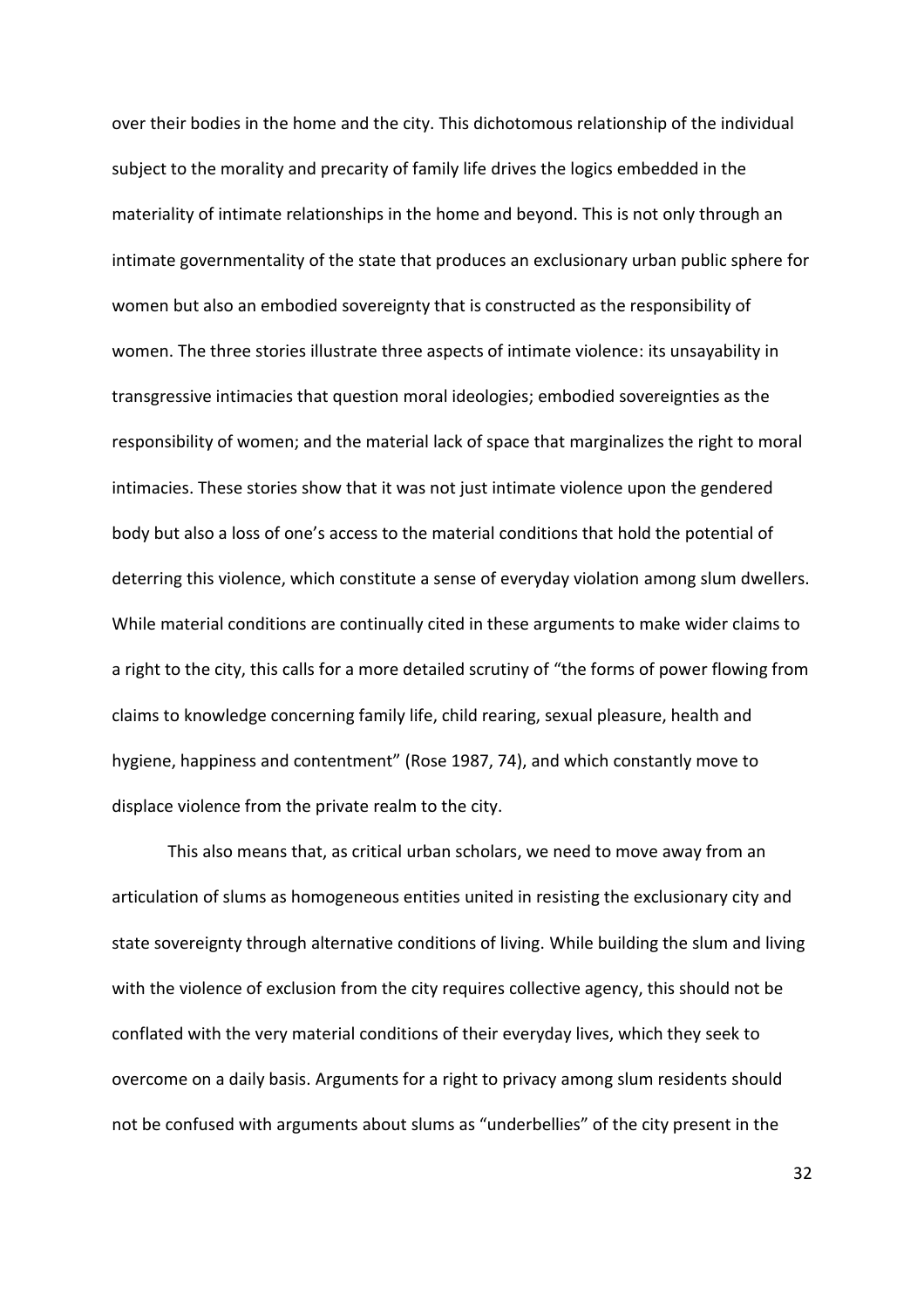over their bodies in the home and the city. This dichotomous relationship of the individual subject to the morality and precarity of family life drives the logics embedded in the materiality of intimate relationships in the home and beyond. This is not only through an intimate governmentality of the state that produces an exclusionary urban public sphere for women but also an embodied sovereignty that is constructed as the responsibility of women. The three stories illustrate three aspects of intimate violence: its unsayability in transgressive intimacies that question moral ideologies; embodied sovereignties as the responsibility of women; and the material lack of space that marginalizes the right to moral intimacies. These stories show that it was not just intimate violence upon the gendered body but also a loss of one's access to the material conditions that hold the potential of deterring this violence, which constitute a sense of everyday violation among slum dwellers. While material conditions are continually cited in these arguments to make wider claims to a right to the city, this calls for a more detailed scrutiny of "the forms of power flowing from claims to knowledge concerning family life, child rearing, sexual pleasure, health and hygiene, happiness and contentment" (Rose 1987, 74), and which constantly move to displace violence from the private realm to the city.

This also means that, as critical urban scholars, we need to move away from an articulation of slums as homogeneous entities united in resisting the exclusionary city and state sovereignty through alternative conditions of living. While building the slum and living with the violence of exclusion from the city requires collective agency, this should not be conflated with the very material conditions of their everyday lives, which they seek to overcome on a daily basis. Arguments for a right to privacy among slum residents should not be confused with arguments about slums as "underbellies" of the city present in the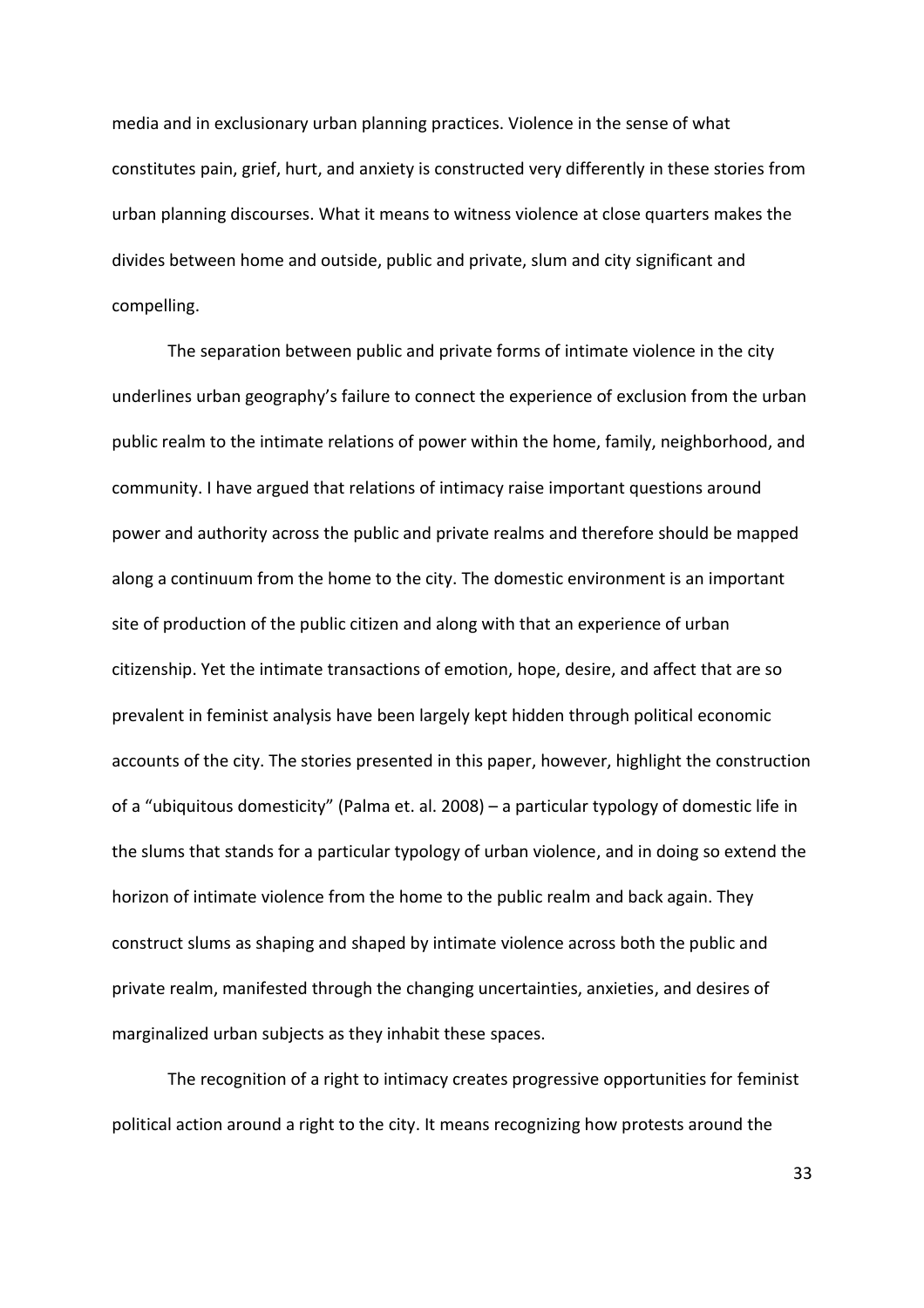media and in exclusionary urban planning practices. Violence in the sense of what constitutes pain, grief, hurt, and anxiety is constructed very differently in these stories from urban planning discourses. What it means to witness violence at close quarters makes the divides between home and outside, public and private, slum and city significant and compelling.

The separation between public and private forms of intimate violence in the city underlines urban geography's failure to connect the experience of exclusion from the urban public realm to the intimate relations of power within the home, family, neighborhood, and community. I have argued that relations of intimacy raise important questions around power and authority across the public and private realms and therefore should be mapped along a continuum from the home to the city. The domestic environment is an important site of production of the public citizen and along with that an experience of urban citizenship. Yet the intimate transactions of emotion, hope, desire, and affect that are so prevalent in feminist analysis have been largely kept hidden through political economic accounts of the city. The stories presented in this paper, however, highlight the construction of a "ubiquitous domesticity" (Palma et. al. 2008) – a particular typology of domestic life in the slums that stands for a particular typology of urban violence, and in doing so extend the horizon of intimate violence from the home to the public realm and back again. They construct slums as shaping and shaped by intimate violence across both the public and private realm, manifested through the changing uncertainties, anxieties, and desires of marginalized urban subjects as they inhabit these spaces.

The recognition of a right to intimacy creates progressive opportunities for feminist political action around a right to the city. It means recognizing how protests around the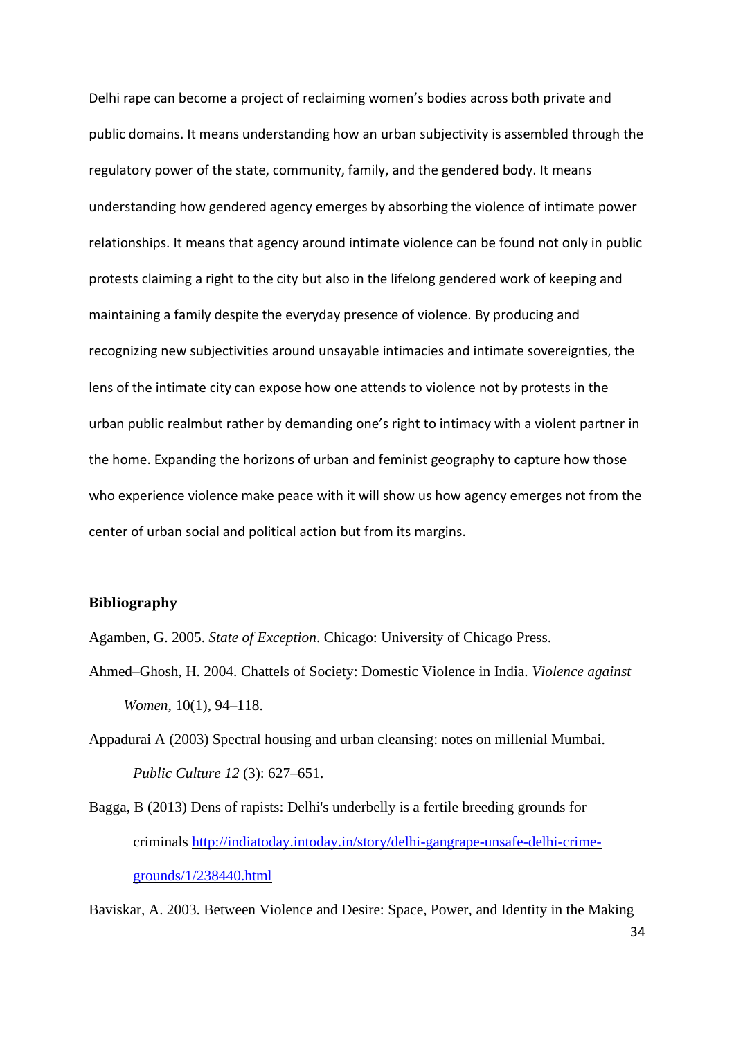Delhi rape can become a project of reclaiming women's bodies across both private and public domains. It means understanding how an urban subjectivity is assembled through the regulatory power of the state, community, family, and the gendered body. It means understanding how gendered agency emerges by absorbing the violence of intimate power relationships. It means that agency around intimate violence can be found not only in public protests claiming a right to the city but also in the lifelong gendered work of keeping and maintaining a family despite the everyday presence of violence. By producing and recognizing new subjectivities around unsayable intimacies and intimate sovereignties, the lens of the intimate city can expose how one attends to violence not by protests in the urban public realmbut rather by demanding one's right to intimacy with a violent partner in the home. Expanding the horizons of urban and feminist geography to capture how those who experience violence make peace with it will show us how agency emerges not from the center of urban social and political action but from its margins.

## Bibliography

Agamben, G. 2005. *State of Exception*. Chicago: University of Chicago Press.

Ahmed–Ghosh, H. 2004. Chattels of Society: Domestic Violence in India. *Violence against Women*, 10(1), 94–118.

Appadurai A (2003) Spectral housing and urban cleansing: notes on millenial Mumbai. *Public Culture 12* (3): 627–651.

Bagga, B (2013) Dens of rapists: Delhi's underbelly is a fertile breeding grounds for criminals http://indiatoday.intoday.in/story/delhi-gangrape-unsafe-delhi-crime-grounds/1/238440.html

Baviskar, A. 2003. Between Violence and Desire: Space, Power, and Identity in the Making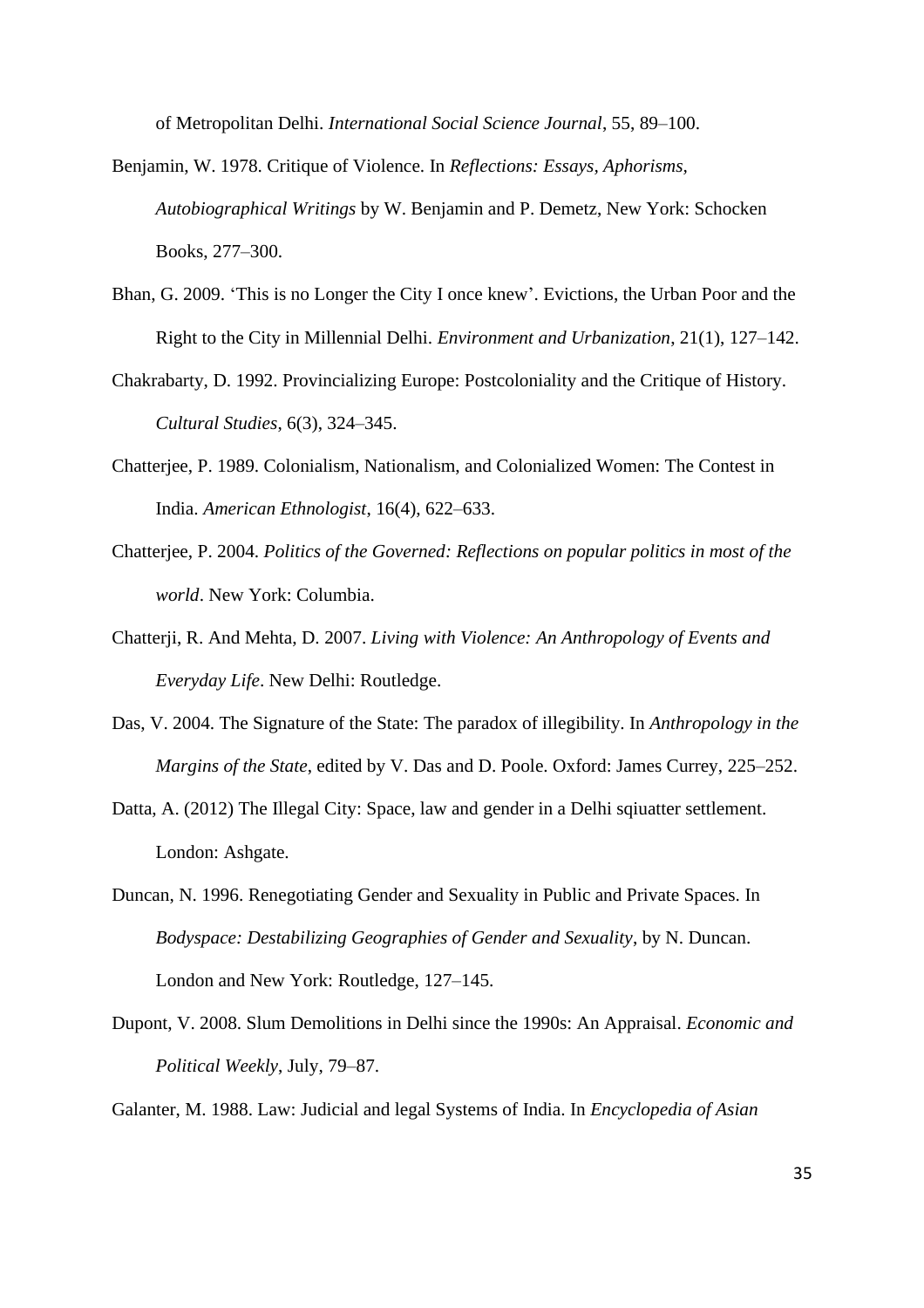of Metropolitan Delhi. *International Social Science Journal*, 55, 89–100.

Benjamin, W. 1978. Critique of Violence. In *Reflections: Essays, Aphorisms, Autobiographical Writings* by W. Benjamin and P. Demetz, New York: Schocken Books, 277–300.

Bhan, G. 2009. 'This is no Longer the City I once knew'. Evictions, the Urban Poor and the Right to the City in Millennial Delhi. *Environment and Urbanization*, 21(1), 127–142.

Chakrabarty, D. 1992. Provincializing Europe: Postcoloniality and the Critique of History. *Cultural Studies*, 6(3), 324–345.

Chatterjee, P. 1989. Colonialism, Nationalism, and Colonialized Women: The Contest in India. *American Ethnologist*, 16(4), 622–633.

Chatterjee, P. 2004. *Politics of the Governed: Reflections on popular politics in most of the world*. New York: Columbia.

Chatterji, R. And Mehta, D. 2007. *Living with Violence: An Anthropology of Events and Everyday Life*. New Delhi: Routledge.

Das, V. 2004. The Signature of the State: The paradox of illegibility. In *Anthropology in the Margins of the State*, edited by V. Das and D. Poole. Oxford: James Currey, 225–252.

Datta, A. (2012) The Illegal City: Space, law and gender in a Delhi sqiuatter settlement. London: Ashgate.

Duncan, N. 1996. Renegotiating Gender and Sexuality in Public and Private Spaces. In *Bodyspace: Destabilizing Geographies of Gender and Sexuality*, by N. Duncan. London and New York: Routledge, 127–145.

Dupont, V. 2008. Slum Demolitions in Delhi since the 1990s: An Appraisal. *Economic and Political Weekly*, July, 79–87.

Galanter, M. 1988. Law: Judicial and legal Systems of India. In *Encyclopedia of Asian*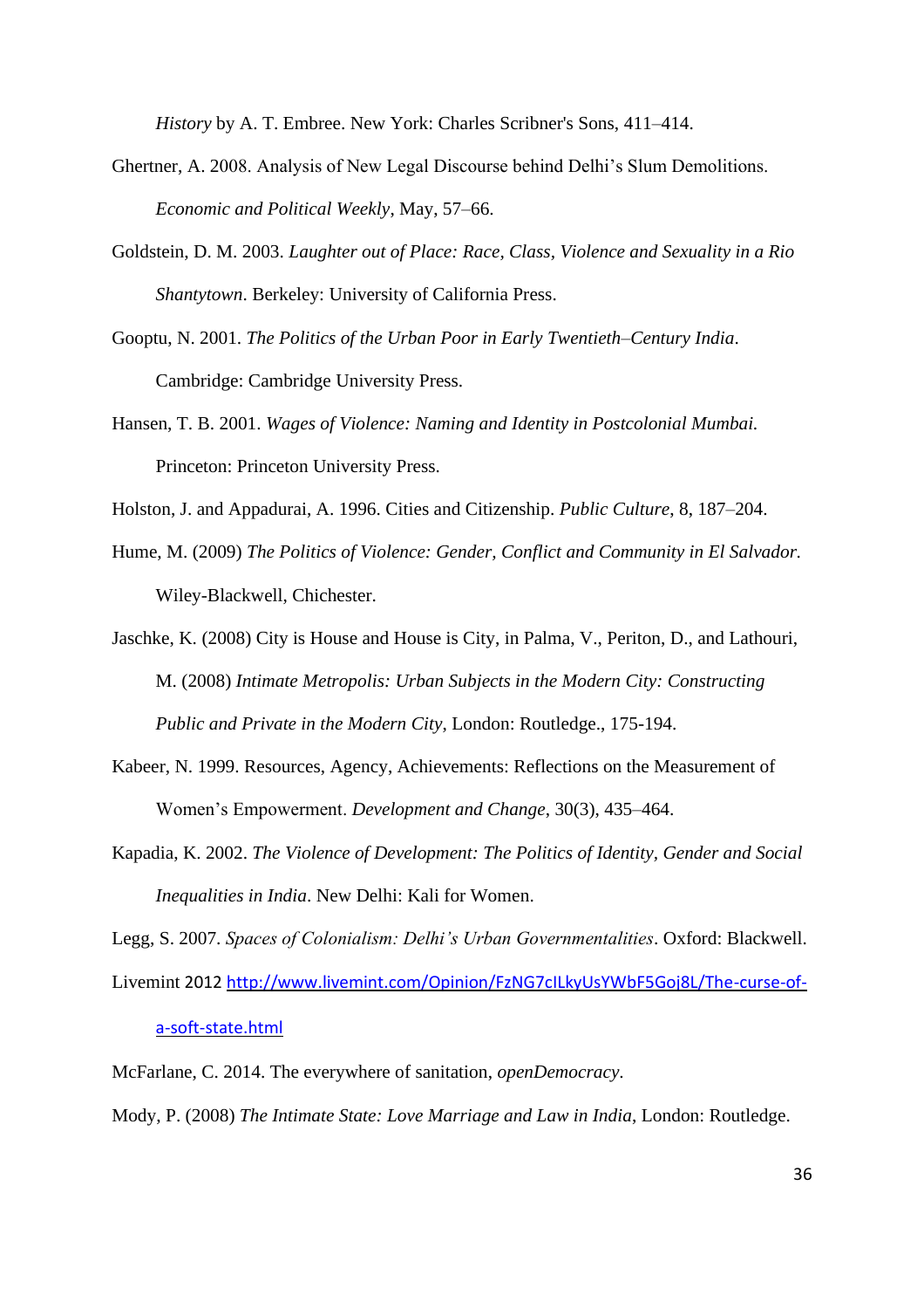*History* by A. T. Embree. New York: Charles Scribner's Sons, 411–414.

Ghertner, A. 2008. Analysis of New Legal Discourse behind Delhi's Slum Demolitions. *Economic and Political Weekly*, May, 57–66.

Goldstein, D. M. 2003. *Laughter out of Place: Race, Class, Violence and Sexuality in a Rio Shantytown*. Berkeley: University of California Press.

Gooptu, N. 2001. *The Politics of the Urban Poor in Early Twentieth–Century India*. Cambridge: Cambridge University Press.

Hansen, T. B. 2001. *Wages of Violence: Naming and Identity in Postcolonial Mumbai.* Princeton: Princeton University Press.

Holston, J. and Appadurai, A. 1996. Cities and Citizenship. *Public Culture*, 8, 187–204.

Hume, M. (2009) *The Politics of Violence: Gender, Conflict and Community in El Salvador.* Wiley-Blackwell, Chichester.

Jaschke, K. (2008) City is House and House is City, in Palma, V., Periton, D., and Lathouri, M. (2008) *Intimate Metropolis: Urban Subjects in the Modern City: Constructing Public and Private in the Modern City*, London: Routledge., 175-194.

Kabeer, N. 1999. Resources, Agency, Achievements: Reflections on the Measurement of Women's Empowerment. *Development and Change*, 30(3), 435–464.

Kapadia, K. 2002. *The Violence of Development: The Politics of Identity, Gender and Social Inequalities in India*. New Delhi: Kali for Women.

Legg, S. 2007. *Spaces of Colonialism: Delhi's Urban Governmentalities*. Oxford: Blackwell.

Livemint 2012 http://www.livemint.com/Opinion/FzNG7cILkyUsYWbF5Goj8L/The-curse-of-a-soft-state.html

McFarlane, C. 2014. The everywhere of sanitation, *openDemocracy*.

Mody, P. (2008) *The Intimate State: Love Marriage and Law in India*, London: Routledge.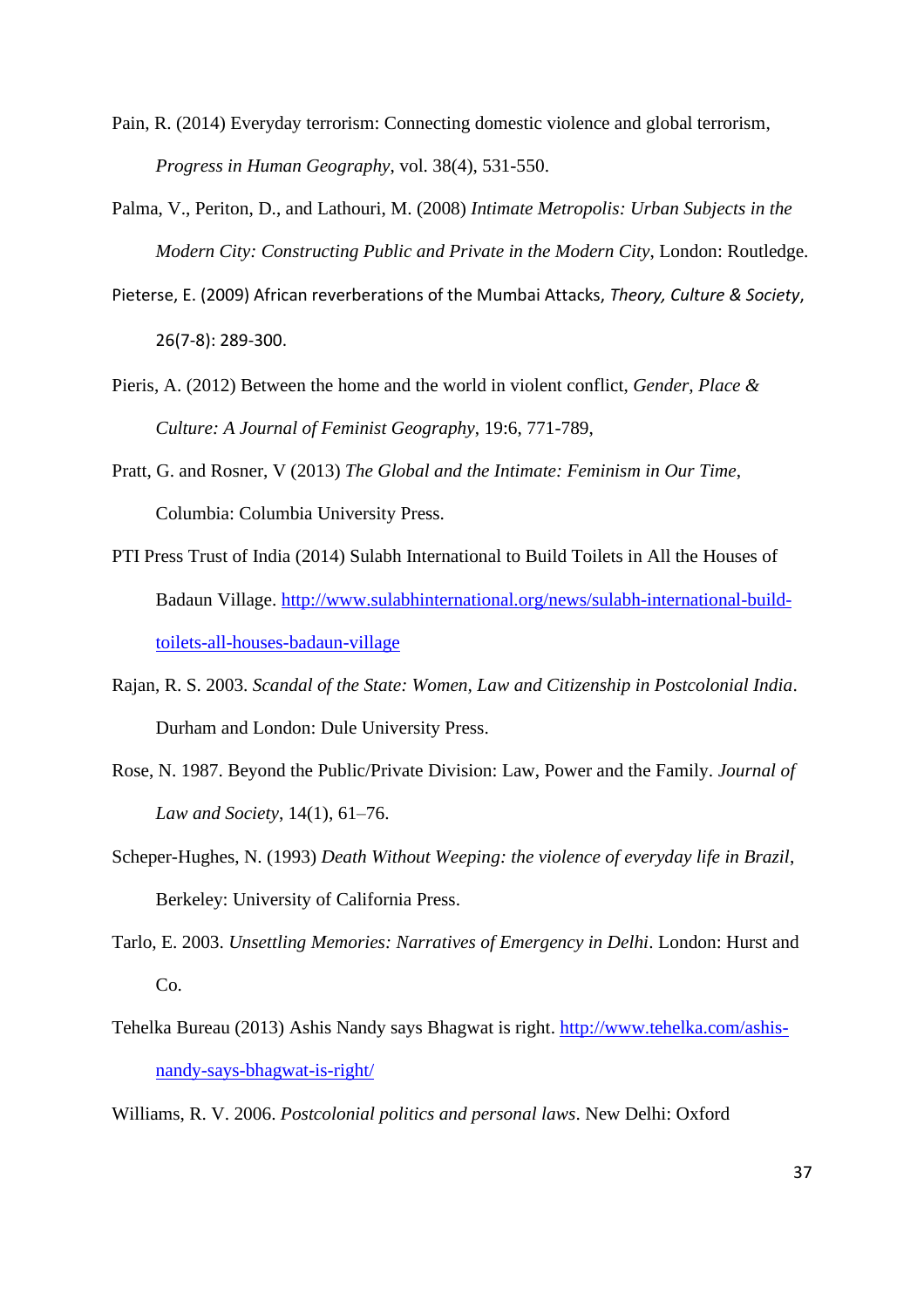Pain, R. (2014) Everyday terrorism: Connecting domestic violence and global terrorism, *Progress in Human Geography*, vol. 38(4), 531-550.

Palma, V., Periton, D., and Lathouri, M. (2008) *Intimate Metropolis: Urban Subjects in the Modern City: Constructing Public and Private in the Modern City*, London: Routledge.

Pieterse, E. (2009) African reverberations of the Mumbai Attacks, *Theory, Culture & Society*, 26(7-8): 289-300.

Pieris, A. (2012) Between the home and the world in violent conflict, *Gender, Place & Culture: A Journal of Feminist Geography*, 19:6, 771-789,

Pratt, G. and Rosner, V (2013) *The Global and the Intimate: Feminism in Our Time*, Columbia: Columbia University Press.

PTI Press Trust of India (2014) Sulabh International to Build Toilets in All the Houses of Badaun Village. [http://www.sulabhinternational.org/news/sulabh-international-build-toilets-all-houses-badaun-village](http://www.sulabhinternational.org/news/sulabh-international-build-toilets-all-houses-badaun-village)

Rajan, R. S. 2003. *Scandal of the State: Women, Law and Citizenship in Postcolonial India*. Durham and London: Dule University Press.

Rose, N. 1987. Beyond the Public/Private Division: Law, Power and the Family. *Journal of Law and Society*, 14(1), 61–76.

Scheper-Hughes, N. (1993) *Death Without Weeping: the violence of everyday life in Brazil*, Berkeley: University of California Press.

Tarlo, E. 2003. *Unsettling Memories: Narratives of Emergency in Delhi*. London: Hurst and Co.

Tehelka Bureau (2013) Ashis Nandy says Bhagwat is right. [http://www.tehelka.com/ashis-nandy-says-bhagwat-is-right/](http://www.tehelka.com/ashis-nandy-says-bhagwat-is-right/)

Williams, R. V. 2006. *Postcolonial politics and personal laws*. New Delhi: Oxford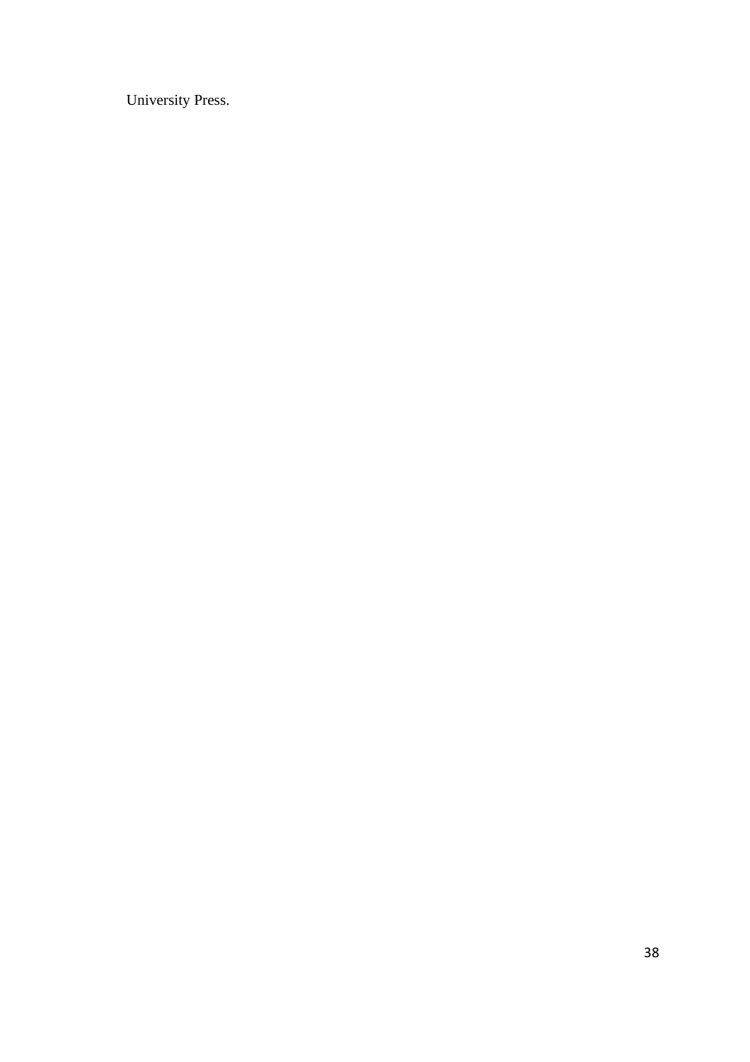University Press.